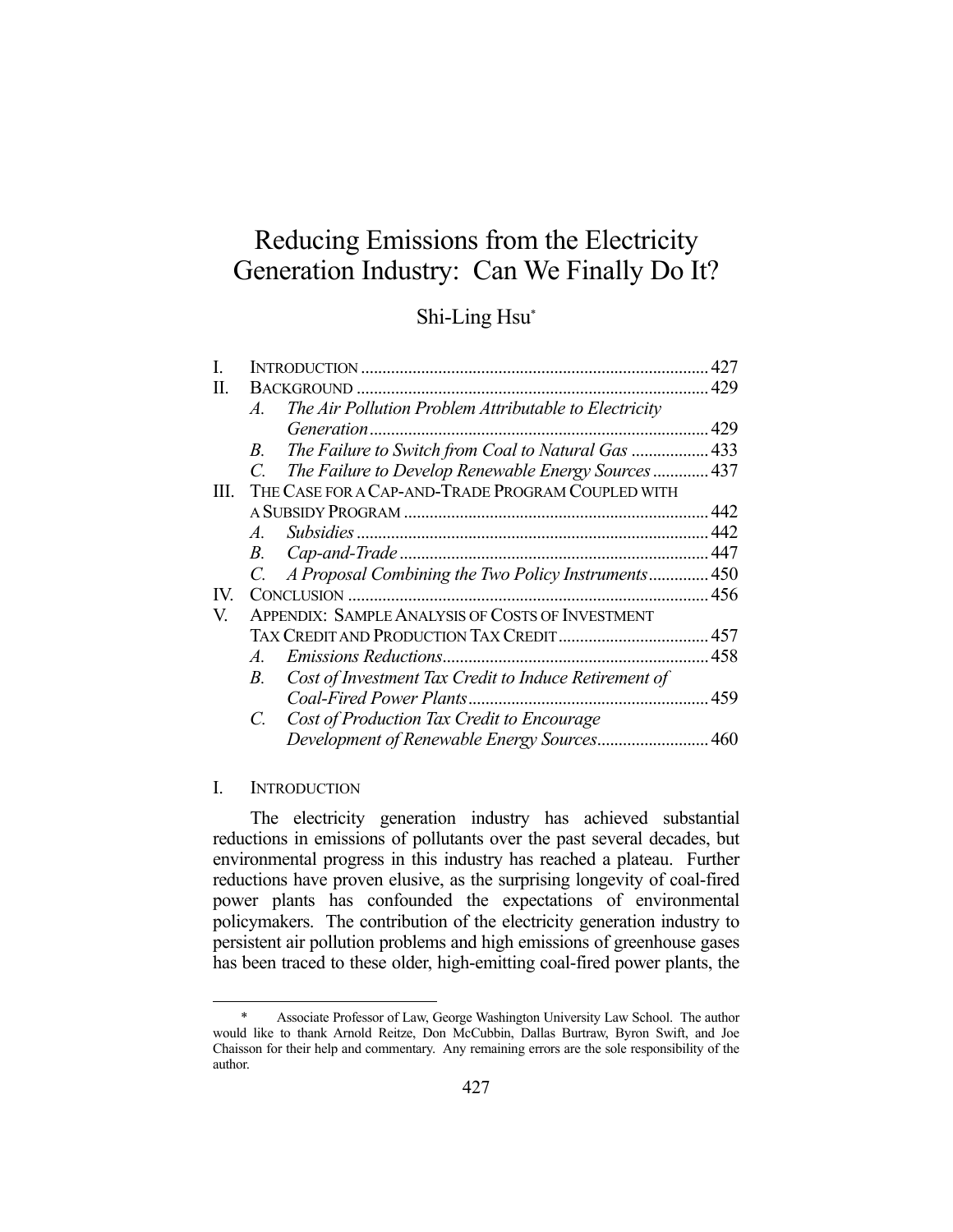# Reducing Emissions from the Electricity Generation Industry: Can We Finally Do It?

Shi-Ling Hsu*

| | | |
|---|---|---|
| I. | INTRODUCTION | 427 |
| II. | BACKGROUND | 429 |
| | A. The Air Pollution Problem Attributable to Electricity Generation | 429 |
| | B. The Failure to Switch from Coal to Natural Gas | 433 |
| | C. The Failure to Develop Renewable Energy Sources | 437 |
| III. | THE CASE FOR A CAP-AND-TRADE PROGRAM COUPLED WITH A SUBSIDY PROGRAM | 442 |
| | A. Subsidies | 442 |
| | B. Cap-and-Trade | 447 |
| | C. A Proposal Combining the Two Policy Instruments | 450 |
| IV. | CONCLUSION | 456 |
| V. | APPENDIX: SAMPLE ANALYSIS OF COSTS OF INVESTMENT TAX CREDIT AND PRODUCTION TAX CREDIT | 457 |
| | A. Emissions Reductions | 458 |
| | B. Cost of Investment Tax Credit to Induce Retirement of Coal-Fired Power Plants | 459 |
| | C. Cost of Production Tax Credit to Encourage Development of Renewable Energy Sources | 460 |

## I. INTRODUCTION

The electricity generation industry has achieved substantial reductions in emissions of pollutants over the past several decades, but environmental progress in this industry has reached a plateau. Further reductions have proven elusive, as the surprising longevity of coal-fired power plants has confounded the expectations of environmental policymakers. The contribution of the electricity generation industry to persistent air pollution problems and high emissions of greenhouse gases has been traced to these older, high-emitting coal-fired power plants, the

---

\* Associate Professor of Law, George Washington University Law School. The author would like to thank Arnold Reitze, Don McCubbin, Dallas Burtraw, Byron Swift, and Joe Chaisson for their help and commentary. Any remaining errors are the sole responsibility of the author.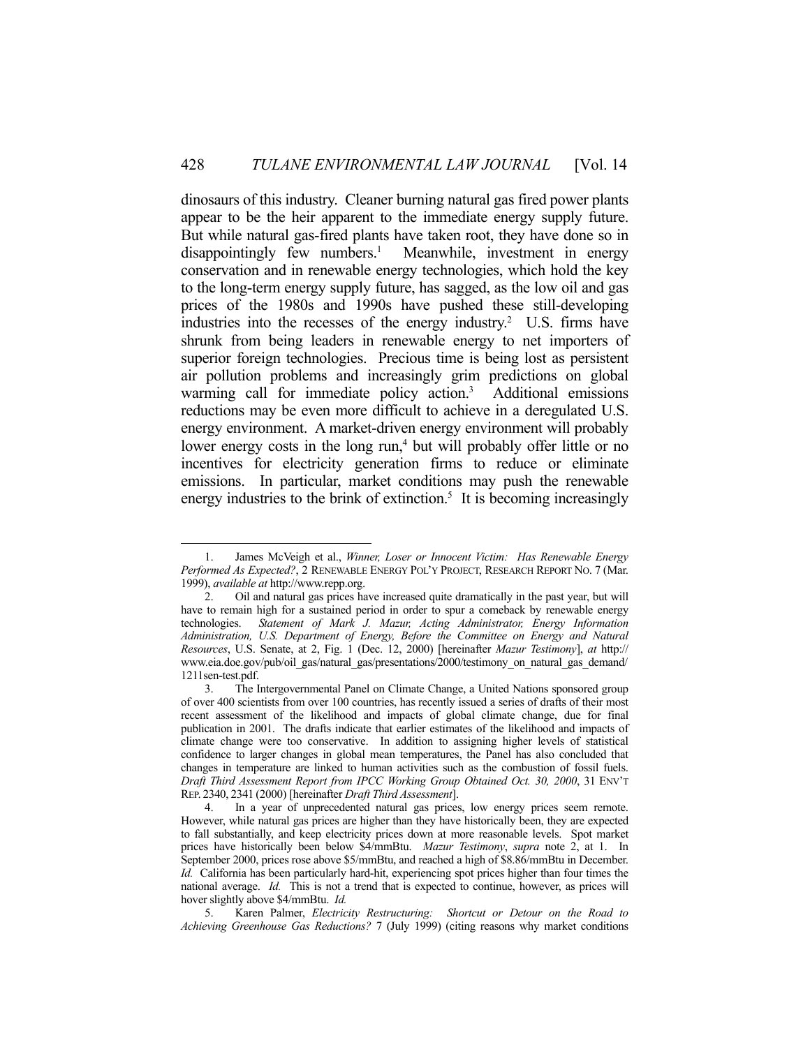dinosaurs of this industry. Cleaner burning natural gas fired power plants appear to be the heir apparent to the immediate energy supply future. But while natural gas-fired plants have taken root, they have done so in disappointingly few numbers.[1] Meanwhile, investment in energy conservation and in renewable energy technologies, which hold the key to the long-term energy supply future, has sagged, as the low oil and gas prices of the 1980s and 1990s have pushed these still-developing industries into the recesses of the energy industry.[2] U.S. firms have shrunk from being leaders in renewable energy to net importers of superior foreign technologies. Precious time is being lost as persistent air pollution problems and increasingly grim predictions on global warming call for immediate policy action.[3] Additional emissions reductions may be even more difficult to achieve in a deregulated U.S. energy environment. A market-driven energy environment will probably lower energy costs in the long run,[4] but will probably offer little or no incentives for electricity generation firms to reduce or eliminate emissions. In particular, market conditions may push the renewable energy industries to the brink of extinction.[5] It is becoming increasingly

---

1. James McVeigh et al., *Winner, Loser or Innocent Victim: Has Renewable Energy Performed As Expected?*, 2 RENEWABLE ENERGY POL'Y PROJECT, RESEARCH REPORT NO. 7 (Mar. 1999), *available at* http://www.repp.org.

2. Oil and natural gas prices have increased quite dramatically in the past year, but will have to remain high for a sustained period in order to spur a comeback by renewable energy technologies. *Statement of Mark J. Mazur, Acting Administrator, Energy Information Administration, U.S. Department of Energy, Before the Committee on Energy and Natural Resources*, U.S. Senate, at 2, Fig. 1 (Dec. 12, 2000) [hereinafter *Mazur Testimony*], *at* http://www.eia.doe.gov/pub/oil_gas/natural_gas/presentations/2000/testimony_on_natural_gas_demand/1211sen-test.pdf.

3. The Intergovernmental Panel on Climate Change, a United Nations sponsored group of over 400 scientists from over 100 countries, has recently issued a series of drafts of their most recent assessment of the likelihood and impacts of global climate change, due for final publication in 2001. The drafts indicate that earlier estimates of the likelihood and impacts of climate change were too conservative. In addition to assigning higher levels of statistical confidence to larger changes in global mean temperatures, the Panel has also concluded that changes in temperature are linked to human activities such as the combustion of fossil fuels. *Draft Third Assessment Report from IPCC Working Group Obtained Oct. 30, 2000*, 31 ENV'T REP. 2340, 2341 (2000) [hereinafter *Draft Third Assessment*].

4. In a year of unprecedented natural gas prices, low energy prices seem remote. However, while natural gas prices are higher than they have historically been, they are expected to fall substantially, and keep electricity prices down at more reasonable levels. Spot market prices have historically been below \$4/mmBtu. *Mazur Testimony*, *supra* note 2, at 1. In September 2000, prices rose above \$5/mmBtu, and reached a high of \$8.86/mmBtu in December. *Id.* California has been particularly hard-hit, experiencing spot prices higher than four times the national average. *Id.* This is not a trend that is expected to continue, however, as prices will hover slightly above \$4/mmBtu. *Id.*

5. Karen Palmer, *Electricity Restructuring: Shortcut or Detour on the Road to Achieving Greenhouse Gas Reductions?* 7 (July 1999) (citing reasons why market conditions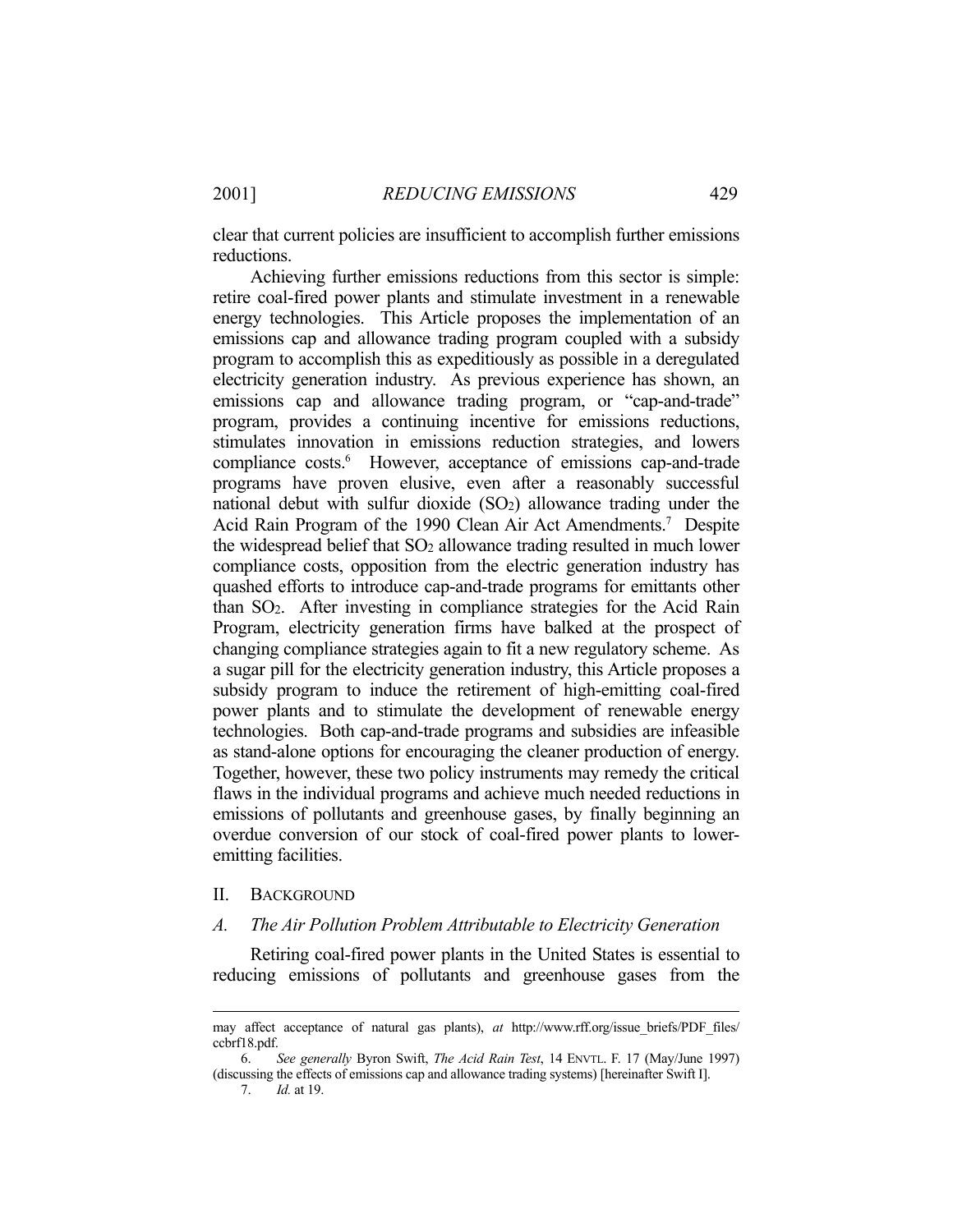clear that current policies are insufficient to accomplish further emissions reductions.

Achieving further emissions reductions from this sector is simple: retire coal-fired power plants and stimulate investment in a renewable energy technologies. This Article proposes the implementation of an emissions cap and allowance trading program coupled with a subsidy program to accomplish this as expeditiously as possible in a deregulated electricity generation industry. As previous experience has shown, an emissions cap and allowance trading program, or "cap-and-trade" program, provides a continuing incentive for emissions reductions, stimulates innovation in emissions reduction strategies, and lowers compliance costs.[6] However, acceptance of emissions cap-and-trade programs have proven elusive, even after a reasonably successful national debut with sulfur dioxide ($SO_2$) allowance trading under the Acid Rain Program of the 1990 Clean Air Act Amendments.[7] Despite the widespread belief that $SO_2$ allowance trading resulted in much lower compliance costs, opposition from the electric generation industry has quashed efforts to introduce cap-and-trade programs for emittants other than $SO_2$. After investing in compliance strategies for the Acid Rain Program, electricity generation firms have balked at the prospect of changing compliance strategies again to fit a new regulatory scheme. As a sugar pill for the electricity generation industry, this Article proposes a subsidy program to induce the retirement of high-emitting coal-fired power plants and to stimulate the development of renewable energy technologies. Both cap-and-trade programs and subsidies are infeasible as stand-alone options for encouraging the cleaner production of energy. Together, however, these two policy instruments may remedy the critical flaws in the individual programs and achieve much needed reductions in emissions of pollutants and greenhouse gases, by finally beginning an overdue conversion of our stock of coal-fired power plants to lower-emitting facilities.

## II. BACKGROUND

### *A. The Air Pollution Problem Attributable to Electricity Generation*

Retiring coal-fired power plants in the United States is essential to reducing emissions of pollutants and greenhouse gases from the

---

may affect acceptance of natural gas plants), *at* http://www.rff.org/issue_briefs/PDF_files/ccbrf18.pdf.

6. *See generally* Byron Swift, *The Acid Rain Test*, 14 ENVTL. F. 17 (May/June 1997) (discussing the effects of emissions cap and allowance trading systems) [hereinafter Swift I].

7. *Id.* at 19.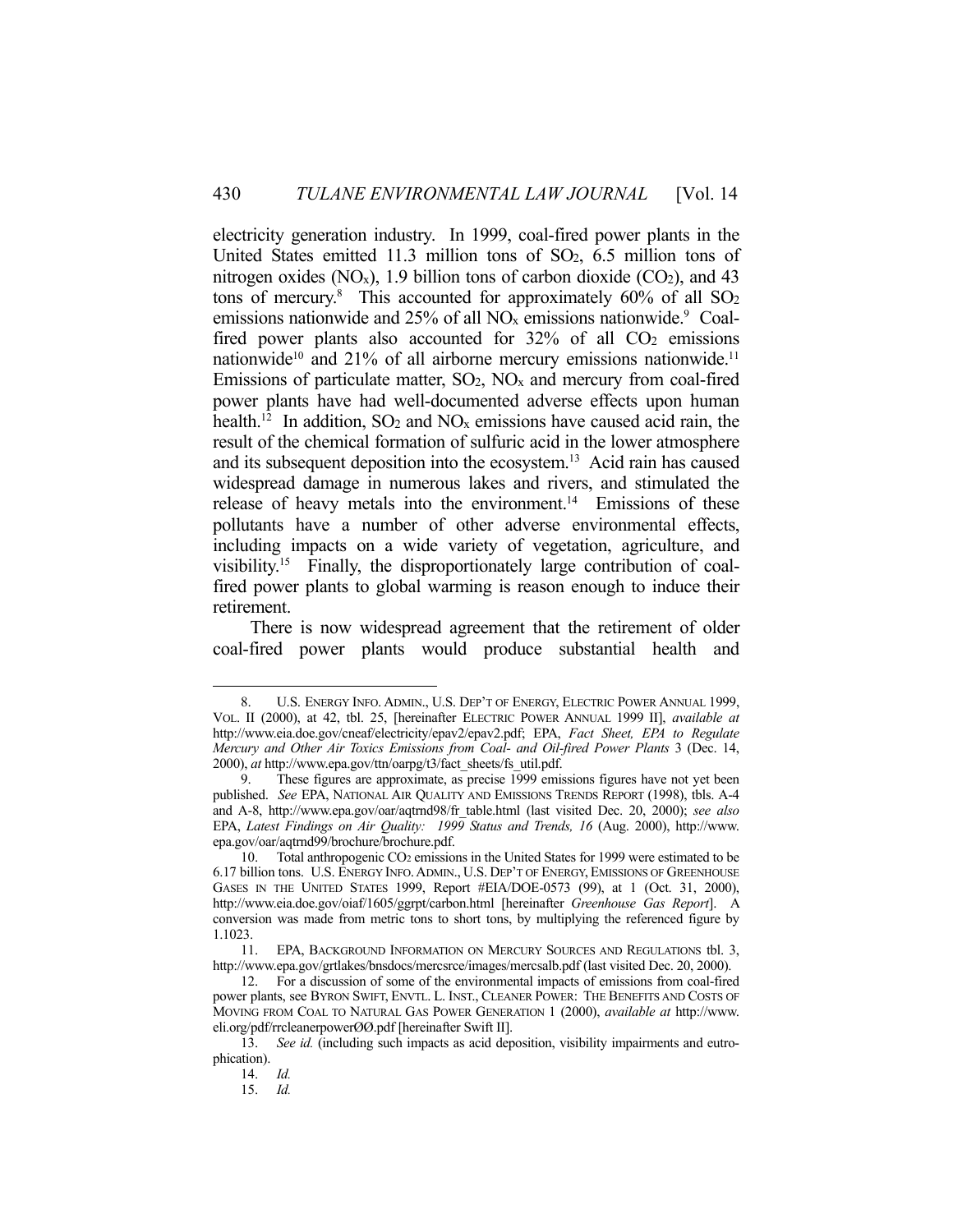electricity generation industry. In 1999, coal-fired power plants in the United States emitted 11.3 million tons of $SO_2$, 6.5 million tons of nitrogen oxides ($NO_x$), 1.9 billion tons of carbon dioxide ($CO_2$), and 43 tons of mercury.[8] This accounted for approximately 60% of all $SO_2$ emissions nationwide and 25% of all $NO_x$ emissions nationwide.[9] Coal-fired power plants also accounted for 32% of all $CO_2$ emissions nationwide[10] and 21% of all airborne mercury emissions nationwide.[11] Emissions of particulate matter, $SO_2$, $NO_x$ and mercury from coal-fired power plants have had well-documented adverse effects upon human health.[12] In addition, $SO_2$ and $NO_x$ emissions have caused acid rain, the result of the chemical formation of sulfuric acid in the lower atmosphere and its subsequent deposition into the ecosystem.[13] Acid rain has caused widespread damage in numerous lakes and rivers, and stimulated the release of heavy metals into the environment.[14] Emissions of these pollutants have a number of other adverse environmental effects, including impacts on a wide variety of vegetation, agriculture, and visibility.[15] Finally, the disproportionately large contribution of coal-fired power plants to global warming is reason enough to induce their retirement.

There is now widespread agreement that the retirement of older coal-fired power plants would produce substantial health and

---

8. U.S. ENERGY INFO. ADMIN., U.S. DEP'T OF ENERGY, ELECTRIC POWER ANNUAL 1999, VOL. II (2000), at 42, tbl. 25, [hereinafter ELECTRIC POWER ANNUAL 1999 II], *available at* http://www.eia.doe.gov/cneaf/electricity/epav2/epav2.pdf; EPA, *Fact Sheet, EPA to Regulate Mercury and Other Air Toxics Emissions from Coal- and Oil-fired Power Plants* 3 (Dec. 14, 2000), *at* http://www.epa.gov/ttn/oarpg/t3/fact_sheets/fs_util.pdf.

9. These figures are approximate, as precise 1999 emissions figures have not yet been published. *See* EPA, NATIONAL AIR QUALITY AND EMISSIONS TRENDS REPORT (1998), tbls. A-4 and A-8, http://www.epa.gov/oar/aqtrnd98/fr_table.html (last visited Dec. 20, 2000); *see also* EPA, *Latest Findings on Air Quality: 1999 Status and Trends, 16* (Aug. 2000), http://www.epa.gov/oar/aqtrnd99/brochure/brochure.pdf.

10. Total anthropogenic $CO_2$ emissions in the United States for 1999 were estimated to be 6.17 billion tons. U.S. ENERGY INFO. ADMIN., U.S. DEP'T OF ENERGY, EMISSIONS OF GREENHOUSE GASES IN THE UNITED STATES 1999, Report #EIA/DOE-0573 (99), at 1 (Oct. 31, 2000), http://www.eia.doe.gov/oiaf/1605/ggrpt/carbon.html [hereinafter *Greenhouse Gas Report*]. A conversion was made from metric tons to short tons, by multiplying the referenced figure by 1.1023.

11. EPA, BACKGROUND INFORMATION ON MERCURY SOURCES AND REGULATIONS tbl. 3, http://www.epa.gov/grtlakes/bnsdocs/mercsrce/images/mercsalb.pdf (last visited Dec. 20, 2000).

12. For a discussion of some of the environmental impacts of emissions from coal-fired power plants, see BYRON SWIFT, ENVTL. L. INST., CLEANER POWER: THE BENEFITS AND COSTS OF MOVING FROM COAL TO NATURAL GAS POWER GENERATION 1 (2000), *available at* http://www.eli.org/pdf/rrcleanerpowerØØ.pdf [hereinafter Swift II].

13. *See id.* (including such impacts as acid deposition, visibility impairments and eutrophication).

14. *Id.*

15. *Id.*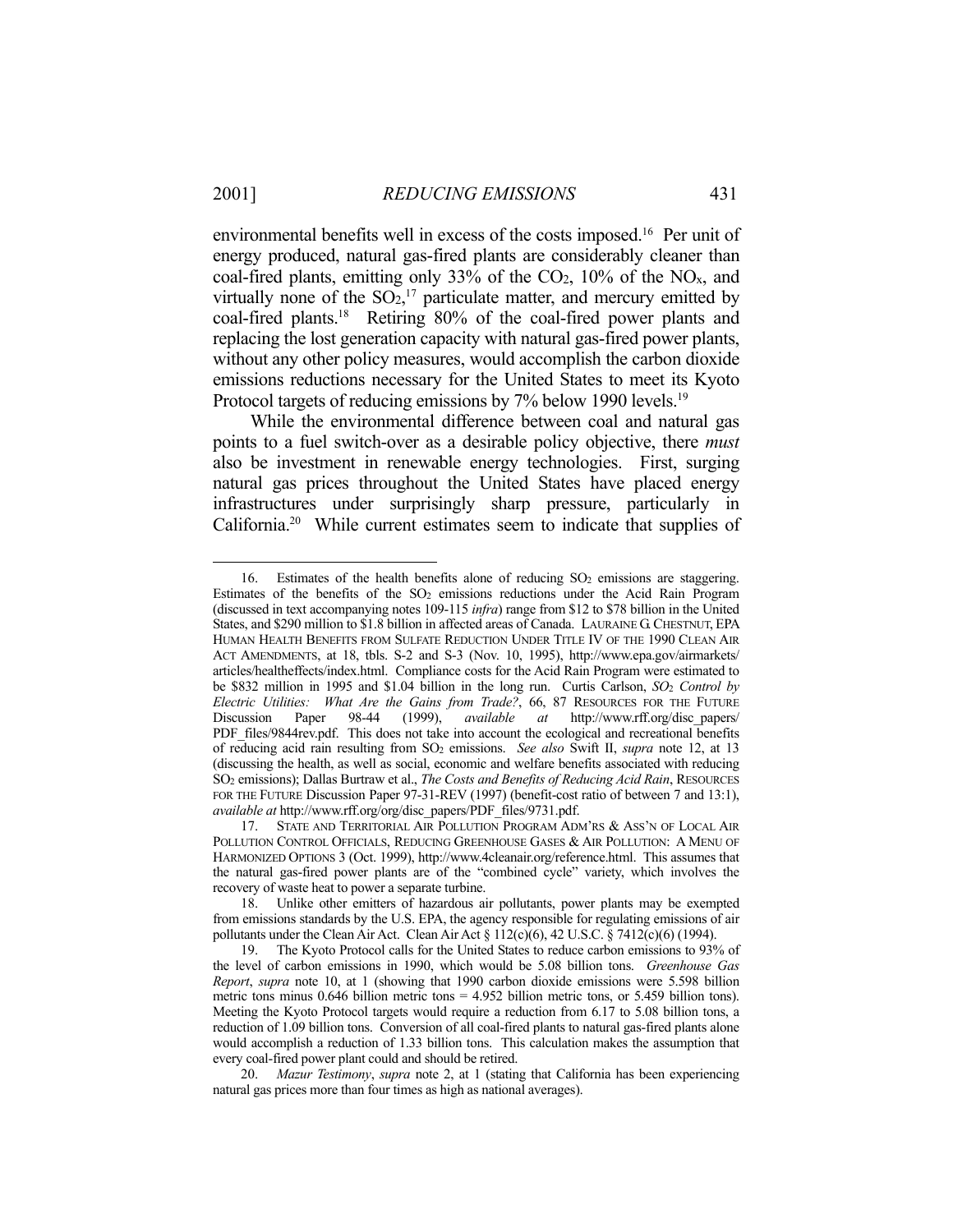environmental benefits well in excess of the costs imposed.[16] Per unit of energy produced, natural gas-fired plants are considerably cleaner than coal-fired plants, emitting only 33% of the $CO_2$, 10% of the $NO_x$, and virtually none of the $SO_2$,[17] particulate matter, and mercury emitted by coal-fired plants.[18] Retiring 80% of the coal-fired power plants and replacing the lost generation capacity with natural gas-fired power plants, without any other policy measures, would accomplish the carbon dioxide emissions reductions necessary for the United States to meet its Kyoto Protocol targets of reducing emissions by 7% below 1990 levels.[19]

While the environmental difference between coal and natural gas points to a fuel switch-over as a desirable policy objective, there *must* also be investment in renewable energy technologies. First, surging natural gas prices throughout the United States have placed energy infrastructures under surprisingly sharp pressure, particularly in California.[20] While current estimates seem to indicate that supplies of

---

16. Estimates of the health benefits alone of reducing $SO_2$ emissions are staggering. Estimates of the benefits of the $SO_2$ emissions reductions under the Acid Rain Program (discussed in text accompanying notes 109-115 *infra*) range from $12 to $78 billion in the United States, and $290 million to $1.8 billion in affected areas of Canada. LAURAINE G. CHESTNUT, EPA HUMAN HEALTH BENEFITS FROM SULFATE REDUCTION UNDER TITLE IV OF THE 1990 CLEAN AIR ACT AMENDMENTS, at 18, tbls. S-2 and S-3 (Nov. 10, 1995), http://www.epa.gov/airmarkets/articles/healtheffects/index.html. Compliance costs for the Acid Rain Program were estimated to be $832 million in 1995 and $1.04 billion in the long run. Curtis Carlson, *$SO_2$ Control by Electric Utilities: What Are the Gains from Trade?*, 66, 87 RESOURCES FOR THE FUTURE Discussion Paper 98-44 (1999), *available at* http://www.rff.org/disc_papers/PDF_files/9844rev.pdf. This does not take into account the ecological and recreational benefits of reducing acid rain resulting from $SO_2$ emissions. *See also* Swift II, *supra* note 12, at 13 (discussing the health, as well as social, economic and welfare benefits associated with reducing $SO_2$ emissions); Dallas Burtraw et al., *The Costs and Benefits of Reducing Acid Rain*, RESOURCES FOR THE FUTURE Discussion Paper 97-31-REV (1997) (benefit-cost ratio of between 7 and 13:1), *available at* http://www.rff.org/org/disc_papers/PDF_files/9731.pdf.

17. STATE AND TERRITORIAL AIR POLLUTION PROGRAM ADM'RS & ASS'N OF LOCAL AIR POLLUTION CONTROL OFFICIALS, REDUCING GREENHOUSE GASES & AIR POLLUTION: A MENU OF HARMONIZED OPTIONS 3 (Oct. 1999), http://www.4cleanair.org/reference.html. This assumes that the natural gas-fired power plants are of the "combined cycle" variety, which involves the recovery of waste heat to power a separate turbine.

18. Unlike other emitters of hazardous air pollutants, power plants may be exempted from emissions standards by the U.S. EPA, the agency responsible for regulating emissions of air pollutants under the Clean Air Act. Clean Air Act § 112(c)(6), 42 U.S.C. § 7412(c)(6) (1994).

19. The Kyoto Protocol calls for the United States to reduce carbon emissions to 93% of the level of carbon emissions in 1990, which would be 5.08 billion tons. *Greenhouse Gas Report*, *supra* note 10, at 1 (showing that 1990 carbon dioxide emissions were 5.598 billion metric tons minus 0.646 billion metric tons = 4.952 billion metric tons, or 5.459 billion tons). Meeting the Kyoto Protocol targets would require a reduction from 6.17 to 5.08 billion tons, a reduction of 1.09 billion tons. Conversion of all coal-fired plants to natural gas-fired plants alone would accomplish a reduction of 1.33 billion tons. This calculation makes the assumption that every coal-fired power plant could and should be retired.

20. *Mazur Testimony*, *supra* note 2, at 1 (stating that California has been experiencing natural gas prices more than four times as high as national averages).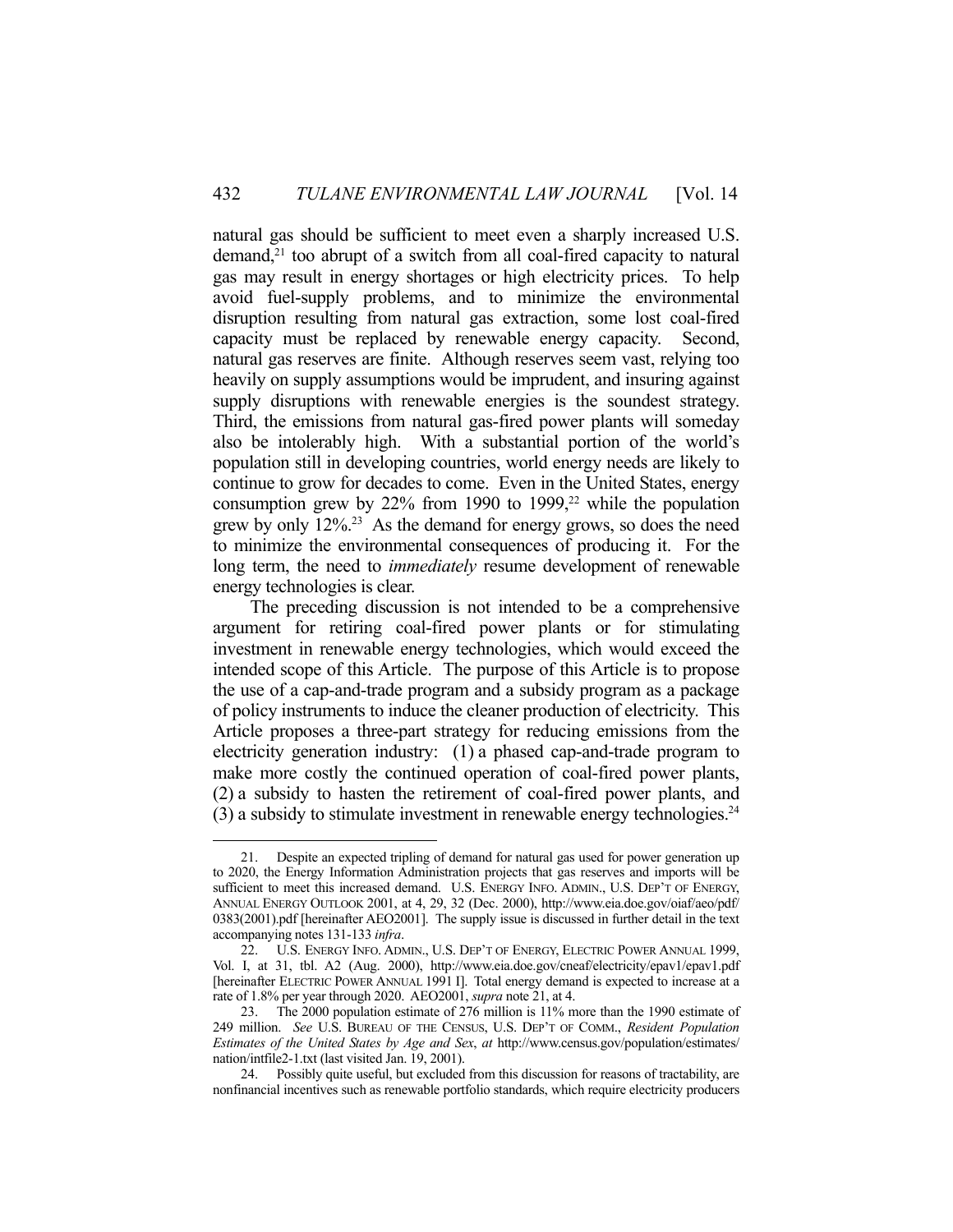natural gas should be sufficient to meet even a sharply increased U.S. demand,[21] too abrupt of a switch from all coal-fired capacity to natural gas may result in energy shortages or high electricity prices. To help avoid fuel-supply problems, and to minimize the environmental disruption resulting from natural gas extraction, some lost coal-fired capacity must be replaced by renewable energy capacity. Second, natural gas reserves are finite. Although reserves seem vast, relying too heavily on supply assumptions would be imprudent, and insuring against supply disruptions with renewable energies is the soundest strategy. Third, the emissions from natural gas-fired power plants will someday also be intolerably high. With a substantial portion of the world's population still in developing countries, world energy needs are likely to continue to grow for decades to come. Even in the United States, energy consumption grew by 22% from 1990 to 1999,[22] while the population grew by only 12%.[23] As the demand for energy grows, so does the need to minimize the environmental consequences of producing it. For the long term, the need to *immediately* resume development of renewable energy technologies is clear.

The preceding discussion is not intended to be a comprehensive argument for retiring coal-fired power plants or for stimulating investment in renewable energy technologies, which would exceed the intended scope of this Article. The purpose of this Article is to propose the use of a cap-and-trade program and a subsidy program as a package of policy instruments to induce the cleaner production of electricity. This Article proposes a three-part strategy for reducing emissions from the electricity generation industry: (1) a phased cap-and-trade program to make more costly the continued operation of coal-fired power plants, (2) a subsidy to hasten the retirement of coal-fired power plants, and (3) a subsidy to stimulate investment in renewable energy technologies.[24]

---

21. Despite an expected tripling of demand for natural gas used for power generation up to 2020, the Energy Information Administration projects that gas reserves and imports will be sufficient to meet this increased demand. U.S. ENERGY INFO. ADMIN., U.S. DEP'T OF ENERGY, ANNUAL ENERGY OUTLOOK 2001, at 4, 29, 32 (Dec. 2000), http://www.eia.doe.gov/oiaf/aeo/pdf/0383(2001).pdf [hereinafter AEO2001]. The supply issue is discussed in further detail in the text accompanying notes 131-133 *infra*.

22. U.S. ENERGY INFO. ADMIN., U.S. DEP'T OF ENERGY, ELECTRIC POWER ANNUAL 1999, Vol. I, at 31, tbl. A2 (Aug. 2000), http://www.eia.doe.gov/cneaf/electricity/epav1/epav1.pdf [hereinafter ELECTRIC POWER ANNUAL 1991 I]. Total energy demand is expected to increase at a rate of 1.8% per year through 2020. AEO2001, *supra* note 21, at 4.

23. The 2000 population estimate of 276 million is 11% more than the 1990 estimate of 249 million. *See* U.S. BUREAU OF THE CENSUS, U.S. DEP'T OF COMM., *Resident Population Estimates of the United States by Age and Sex*, *at* http://www.census.gov/population/estimates/nation/intfile2-1.txt (last visited Jan. 19, 2001).

24. Possibly quite useful, but excluded from this discussion for reasons of tractability, are nonfinancial incentives such as renewable portfolio standards, which require electricity producers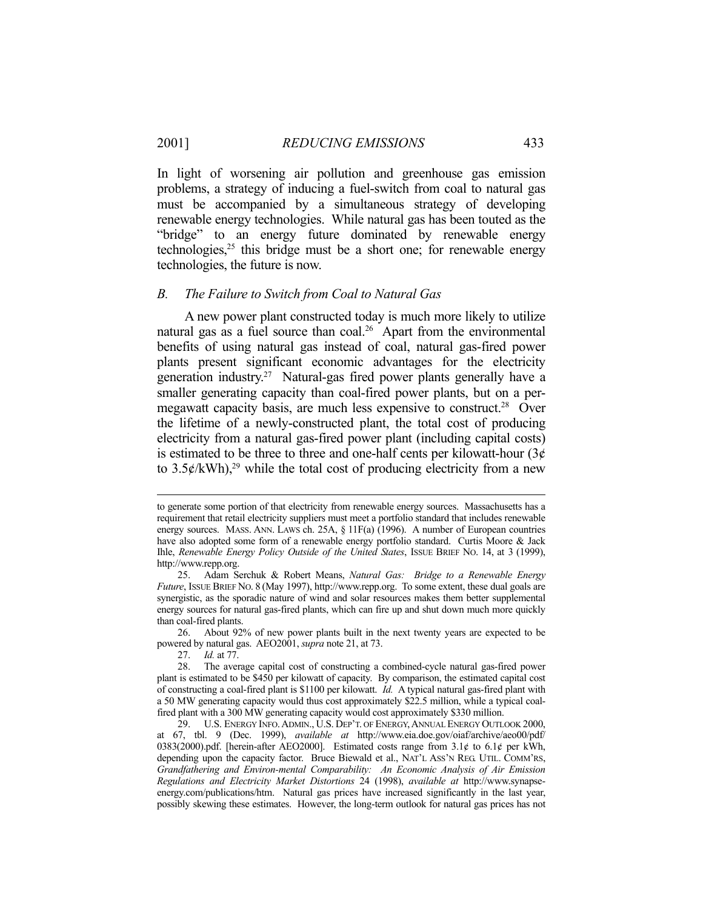In light of worsening air pollution and greenhouse gas emission problems, a strategy of inducing a fuel-switch from coal to natural gas must be accompanied by a simultaneous strategy of developing renewable energy technologies. While natural gas has been touted as the "bridge" to an energy future dominated by renewable energy technologies,[25] this bridge must be a short one; for renewable energy technologies, the future is now.

### *B. The Failure to Switch from Coal to Natural Gas*

A new power plant constructed today is much more likely to utilize natural gas as a fuel source than coal.[26] Apart from the environmental benefits of using natural gas instead of coal, natural gas-fired power plants present significant economic advantages for the electricity generation industry.[27] Natural-gas fired power plants generally have a smaller generating capacity than coal-fired power plants, but on a per-megawatt capacity basis, are much less expensive to construct.[28] Over the lifetime of a newly-constructed plant, the total cost of producing electricity from a natural gas-fired power plant (including capital costs) is estimated to be three to three and one-half cents per kilowatt-hour (3¢ to 3.5¢/kWh),[29] while the total cost of producing electricity from a new

---

to generate some portion of that electricity from renewable energy sources. Massachusetts has a requirement that retail electricity suppliers must meet a portfolio standard that includes renewable energy sources. MASS. ANN. LAWS ch. 25A, § 11F(a) (1996). A number of European countries have also adopted some form of a renewable energy portfolio standard. Curtis Moore & Jack Ihle, *Renewable Energy Policy Outside of the United States*, ISSUE BRIEF NO. 14, at 3 (1999), http://www.repp.org.

25. Adam Serchuk & Robert Means, *Natural Gas: Bridge to a Renewable Energy Future*, ISSUE BRIEF NO. 8 (May 1997), http://www.repp.org. To some extent, these dual goals are synergistic, as the sporadic nature of wind and solar resources makes them better supplemental energy sources for natural gas-fired plants, which can fire up and shut down much more quickly than coal-fired plants.

26. About 92% of new power plants built in the next twenty years are expected to be powered by natural gas. AEO2001, *supra* note 21, at 73.

27. *Id.* at 77.

28. The average capital cost of constructing a combined-cycle natural gas-fired power plant is estimated to be $450 per kilowatt of capacity. By comparison, the estimated capital cost of constructing a coal-fired plant is $1100 per kilowatt. *Id.* A typical natural gas-fired plant with a 50 MW generating capacity would thus cost approximately $22.5 million, while a typical coal-fired plant with a 300 MW generating capacity would cost approximately $330 million.

29. U.S. ENERGY INFO. ADMIN., U.S. DEP'T. OF ENERGY, ANNUAL ENERGY OUTLOOK 2000, at 67, tbl. 9 (Dec. 1999), *available at* http://www.eia.doe.gov/oiaf/archive/aeo00/pdf/0383(2000).pdf. [herein-after AEO2000]. Estimated costs range from 3.1¢ to 6.1¢ per kWh, depending upon the capacity factor. Bruce Biewald et al., NAT'L ASS'N REG. UTIL. COMM'RS, *Grandfathering and Environ-mental Comparability: An Economic Analysis of Air Emission Regulations and Electricity Market Distortions* 24 (1998), *available at* http://www.synapse-energy.com/publications/htm. Natural gas prices have increased significantly in the last year, possibly skewing these estimates. However, the long-term outlook for natural gas prices has not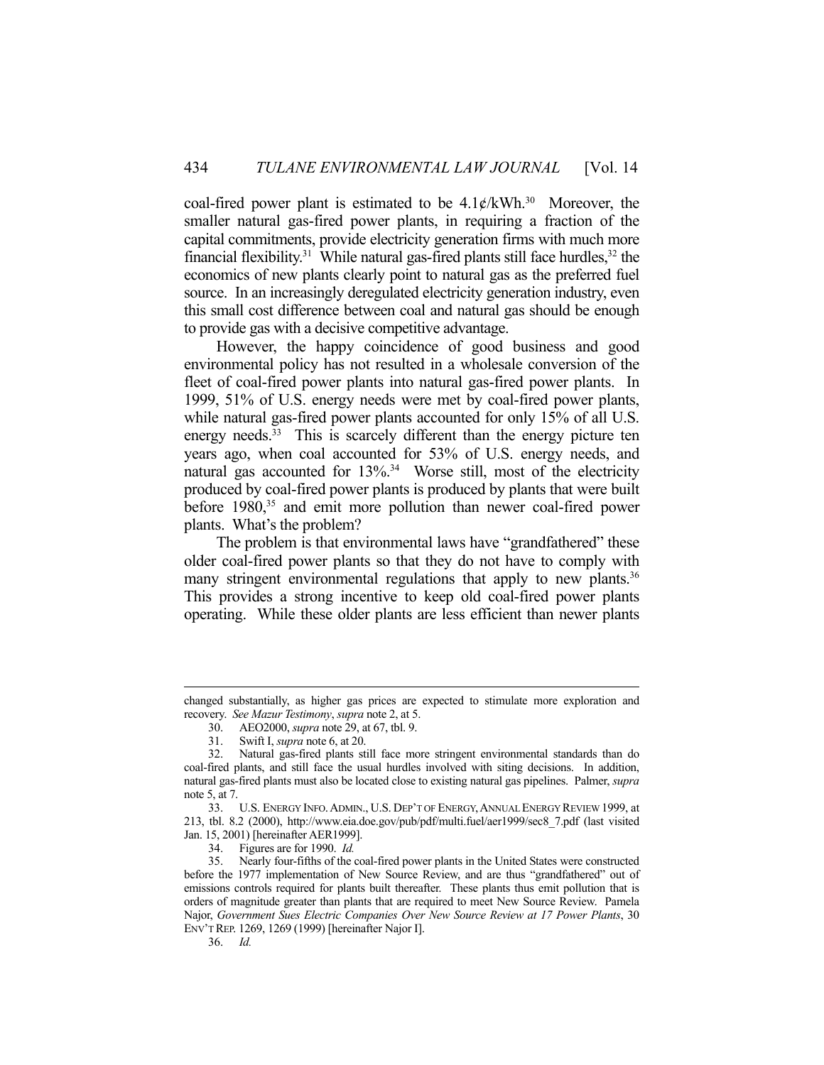coal-fired power plant is estimated to be 4.1¢/kWh.[30] Moreover, the smaller natural gas-fired power plants, in requiring a fraction of the capital commitments, provide electricity generation firms with much more financial flexibility.[31] While natural gas-fired plants still face hurdles,[32] the economics of new plants clearly point to natural gas as the preferred fuel source. In an increasingly deregulated electricity generation industry, even this small cost difference between coal and natural gas should be enough to provide gas with a decisive competitive advantage.

However, the happy coincidence of good business and good environmental policy has not resulted in a wholesale conversion of the fleet of coal-fired power plants into natural gas-fired power plants. In 1999, 51% of U.S. energy needs were met by coal-fired power plants, while natural gas-fired power plants accounted for only 15% of all U.S. energy needs.[33] This is scarcely different than the energy picture ten years ago, when coal accounted for 53% of U.S. energy needs, and natural gas accounted for 13%.[34] Worse still, most of the electricity produced by coal-fired power plants is produced by plants that were built before 1980,[35] and emit more pollution than newer coal-fired power plants. What's the problem?

The problem is that environmental laws have "grandfathered" these older coal-fired power plants so that they do not have to comply with many stringent environmental regulations that apply to new plants.[36] This provides a strong incentive to keep old coal-fired power plants operating. While these older plants are less efficient than newer plants

---

changed substantially, as higher gas prices are expected to stimulate more exploration and recovery. *See Mazur Testimony*, *supra* note 2, at 5.

30. AEO2000, *supra* note 29, at 67, tbl. 9.

31. Swift I, *supra* note 6, at 20.

32. Natural gas-fired plants still face more stringent environmental standards than do coal-fired plants, and still face the usual hurdles involved with siting decisions. In addition, natural gas-fired plants must also be located close to existing natural gas pipelines. Palmer, *supra* note 5, at 7.

33. U.S. ENERGY INFO. ADMIN., U.S. DEP'T OF ENERGY, ANNUAL ENERGY REVIEW 1999, at 213, tbl. 8.2 (2000), http://www.eia.doe.gov/pub/pdf/multi.fuel/aer1999/sec8_7.pdf (last visited Jan. 15, 2001) [hereinafter AER1999].

34. Figures are for 1990. *Id.*

35. Nearly four-fifths of the coal-fired power plants in the United States were constructed before the 1977 implementation of New Source Review, and are thus "grandfathered" out of emissions controls required for plants built thereafter. These plants thus emit pollution that is orders of magnitude greater than plants that are required to meet New Source Review. Pamela Najor, *Government Sues Electric Companies Over New Source Review at 17 Power Plants*, 30 ENV'T REP. 1269, 1269 (1999) [hereinafter Najor I].

36. *Id.*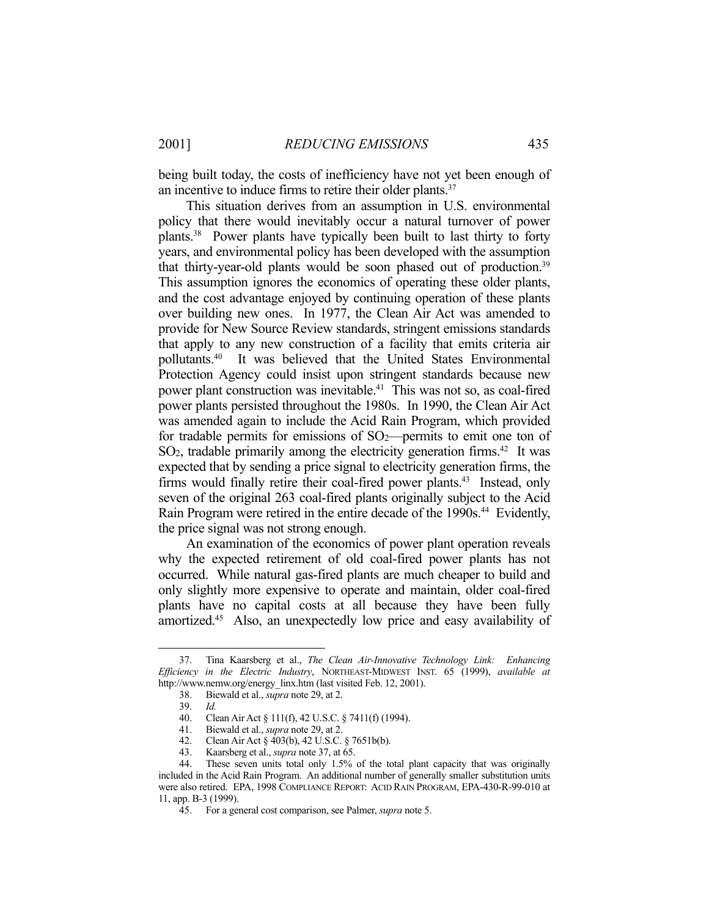being built today, the costs of inefficiency have not yet been enough of an incentive to induce firms to retire their older plants.[37]

This situation derives from an assumption in U.S. environmental policy that there would inevitably occur a natural turnover of power plants.[38] Power plants have typically been built to last thirty to forty years, and environmental policy has been developed with the assumption that thirty-year-old plants would be soon phased out of production.[39] This assumption ignores the economics of operating these older plants, and the cost advantage enjoyed by continuing operation of these plants over building new ones. In 1977, the Clean Air Act was amended to provide for New Source Review standards, stringent emissions standards that apply to any new construction of a facility that emits criteria air pollutants.[40] It was believed that the United States Environmental Protection Agency could insist upon stringent standards because new power plant construction was inevitable.[41] This was not so, as coal-fired power plants persisted throughout the 1980s. In 1990, the Clean Air Act was amended again to include the Acid Rain Program, which provided for tradable permits for emissions of $SO_2$—permits to emit one ton of $SO_2$, tradable primarily among the electricity generation firms.[42] It was expected that by sending a price signal to electricity generation firms, the firms would finally retire their coal-fired power plants.[43] Instead, only seven of the original 263 coal-fired plants originally subject to the Acid Rain Program were retired in the entire decade of the 1990s.[44] Evidently, the price signal was not strong enough.

An examination of the economics of power plant operation reveals why the expected retirement of old coal-fired power plants has not occurred. While natural gas-fired plants are much cheaper to build and only slightly more expensive to operate and maintain, older coal-fired plants have no capital costs at all because they have been fully amortized.[45] Also, an unexpectedly low price and easy availability of

---

37. Tina Kaarsberg et al., *The Clean Air-Innovative Technology Link: Enhancing Efficiency in the Electric Industry*, NORTHEAST-MIDWEST INST. 65 (1999), *available at* http://www.nemw.org/energy_linx.htm (last visited Feb. 12, 2001).

38. Biewald et al., *supra* note 29, at 2.

39. *Id.*

40. Clean Air Act § 111(f), 42 U.S.C. § 7411(f) (1994).

41. Biewald et al., *supra* note 29, at 2.

42. Clean Air Act § 403(b), 42 U.S.C. § 7651b(b).

43. Kaarsberg et al., *supra* note 37, at 65.

44. These seven units total only 1.5% of the total plant capacity that was originally included in the Acid Rain Program. An additional number of generally smaller substitution units were also retired. EPA, 1998 COMPLIANCE REPORT: ACID RAIN PROGRAM, EPA-430-R-99-010 at 11, app. B-3 (1999).

45. For a general cost comparison, see Palmer, *supra* note 5.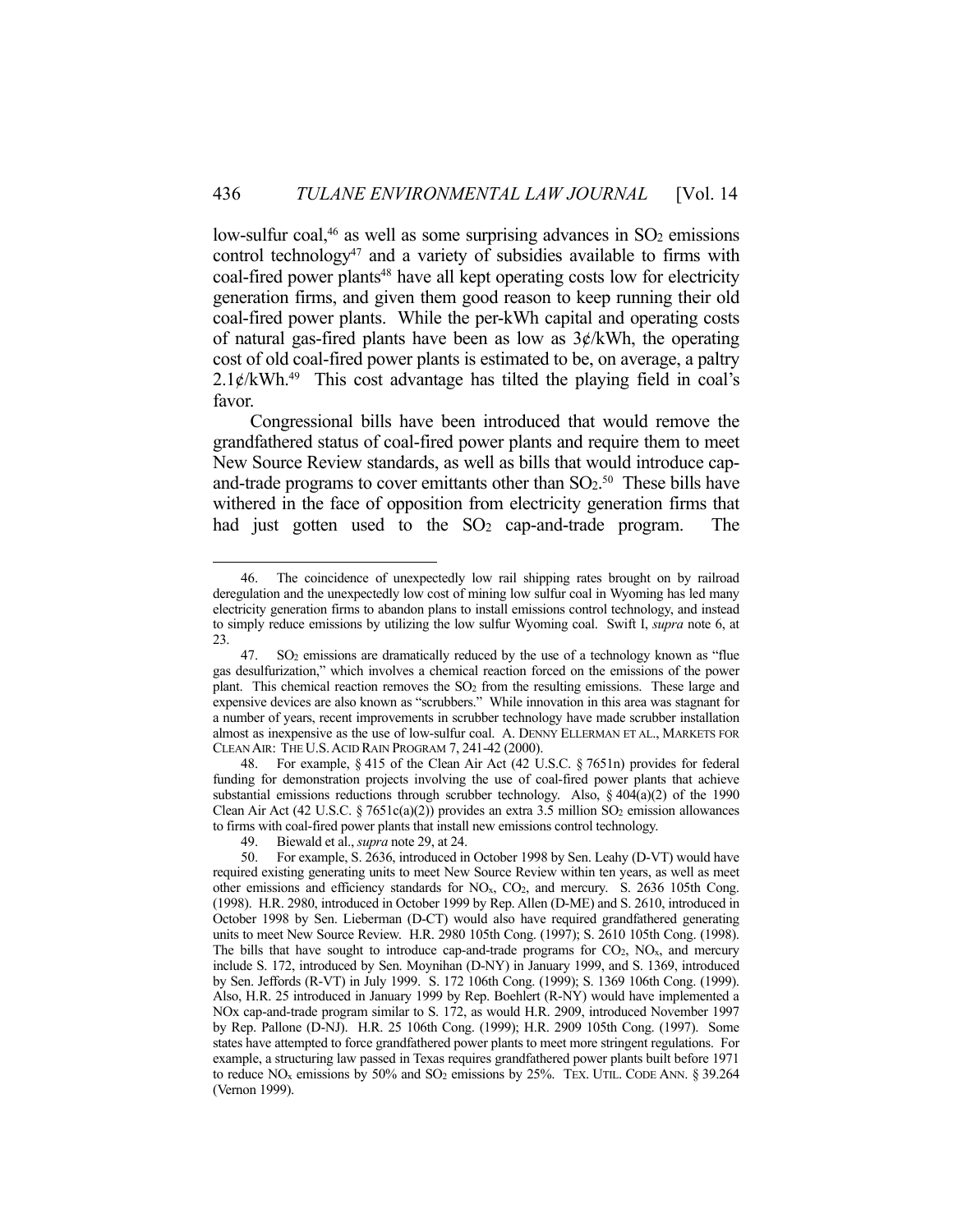low-sulfur coal,[46] as well as some surprising advances in $SO_2$ emissions control technology[47] and a variety of subsidies available to firms with coal-fired power plants[48] have all kept operating costs low for electricity generation firms, and given them good reason to keep running their old coal-fired power plants. While the per-kWh capital and operating costs of natural gas-fired plants have been as low as 3¢/kWh, the operating cost of old coal-fired power plants is estimated to be, on average, a paltry 2.1¢/kWh.[49] This cost advantage has tilted the playing field in coal's favor.

Congressional bills have been introduced that would remove the grandfathered status of coal-fired power plants and require them to meet New Source Review standards, as well as bills that would introduce cap-and-trade programs to cover emittants other than $SO_2$.[50] These bills have withered in the face of opposition from electricity generation firms that had just gotten used to the $SO_2$ cap-and-trade program. The

---

46. The coincidence of unexpectedly low rail shipping rates brought on by railroad deregulation and the unexpectedly low cost of mining low sulfur coal in Wyoming has led many electricity generation firms to abandon plans to install emissions control technology, and instead to simply reduce emissions by utilizing the low sulfur Wyoming coal. Swift I, *supra* note 6, at 23.

47. $SO_2$ emissions are dramatically reduced by the use of a technology known as "flue gas desulfurization," which involves a chemical reaction forced on the emissions of the power plant. This chemical reaction removes the $SO_2$ from the resulting emissions. These large and expensive devices are also known as "scrubbers." While innovation in this area was stagnant for a number of years, recent improvements in scrubber technology have made scrubber installation almost as inexpensive as the use of low-sulfur coal. A. DENNY ELLERMAN ET AL., MARKETS FOR CLEAN AIR: THE U.S. ACID RAIN PROGRAM 7, 241-42 (2000).

48. For example, § 415 of the Clean Air Act (42 U.S.C. § 7651n) provides for federal funding for demonstration projects involving the use of coal-fired power plants that achieve substantial emissions reductions through scrubber technology. Also, § 404(a)(2) of the 1990 Clean Air Act (42 U.S.C. § 7651c(a)(2)) provides an extra 3.5 million $SO_2$ emission allowances to firms with coal-fired power plants that install new emissions control technology.

49. Biewald et al., *supra* note 29, at 24.

50. For example, S. 2636, introduced in October 1998 by Sen. Leahy (D-VT) would have required existing generating units to meet New Source Review within ten years, as well as meet other emissions and efficiency standards for $NO_x$, $CO_2$, and mercury. S. 2636 105th Cong. (1998). H.R. 2980, introduced in October 1999 by Rep. Allen (D-ME) and S. 2610, introduced in October 1998 by Sen. Lieberman (D-CT) would also have required grandfathered generating units to meet New Source Review. H.R. 2980 105th Cong. (1997); S. 2610 105th Cong. (1998). The bills that have sought to introduce cap-and-trade programs for $CO_2$, $NO_x$, and mercury include S. 172, introduced by Sen. Moynihan (D-NY) in January 1999, and S. 1369, introduced by Sen. Jeffords (R-VT) in July 1999. S. 172 106th Cong. (1999); S. 1369 106th Cong. (1999). Also, H.R. 25 introduced in January 1999 by Rep. Boehlert (R-NY) would have implemented a NOx cap-and-trade program similar to S. 172, as would H.R. 2909, introduced November 1997 by Rep. Pallone (D-NJ). H.R. 25 106th Cong. (1999); H.R. 2909 105th Cong. (1997). Some states have attempted to force grandfathered power plants to meet more stringent regulations. For example, a structuring law passed in Texas requires grandfathered power plants built before 1971 to reduce $NO_x$ emissions by 50% and $SO_2$ emissions by 25%. TEX. UTIL. CODE ANN. § 39.264 (Vernon 1999).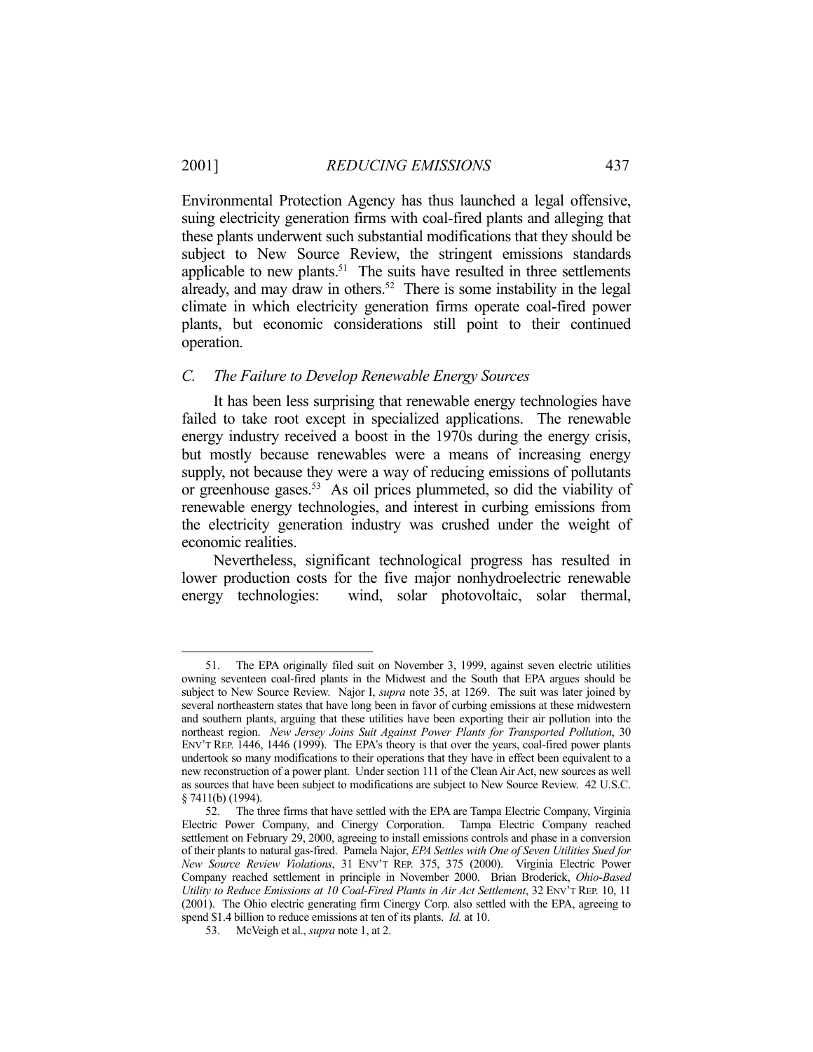Environmental Protection Agency has thus launched a legal offensive, suing electricity generation firms with coal-fired plants and alleging that these plants underwent such substantial modifications that they should be subject to New Source Review, the stringent emissions standards applicable to new plants.[51] The suits have resulted in three settlements already, and may draw in others.[52] There is some instability in the legal climate in which electricity generation firms operate coal-fired power plants, but economic considerations still point to their continued operation.

### *C. The Failure to Develop Renewable Energy Sources*

It has been less surprising that renewable energy technologies have failed to take root except in specialized applications. The renewable energy industry received a boost in the 1970s during the energy crisis, but mostly because renewables were a means of increasing energy supply, not because they were a way of reducing emissions of pollutants or greenhouse gases.[53] As oil prices plummeted, so did the viability of renewable energy technologies, and interest in curbing emissions from the electricity generation industry was crushed under the weight of economic realities.

Nevertheless, significant technological progress has resulted in lower production costs for the five major nonhydroelectric renewable energy technologies: wind, solar photovoltaic, solar thermal,

---

51. The EPA originally filed suit on November 3, 1999, against seven electric utilities owning seventeen coal-fired plants in the Midwest and the South that EPA argues should be subject to New Source Review. Najor I, *supra* note 35, at 1269. The suit was later joined by several northeastern states that have long been in favor of curbing emissions at these midwestern and southern plants, arguing that these utilities have been exporting their air pollution into the northeast region. *New Jersey Joins Suit Against Power Plants for Transported Pollution*, 30 ENV'T REP. 1446, 1446 (1999). The EPA's theory is that over the years, coal-fired power plants undertook so many modifications to their operations that they have in effect been equivalent to a new reconstruction of a power plant. Under section 111 of the Clean Air Act, new sources as well as sources that have been subject to modifications are subject to New Source Review. 42 U.S.C. § 7411(b) (1994).

52. The three firms that have settled with the EPA are Tampa Electric Company, Virginia Electric Power Company, and Cinergy Corporation. Tampa Electric Company reached settlement on February 29, 2000, agreeing to install emissions controls and phase in a conversion of their plants to natural gas-fired. Pamela Najor, *EPA Settles with One of Seven Utilities Sued for New Source Review Violations*, 31 ENV'T REP. 375, 375 (2000). Virginia Electric Power Company reached settlement in principle in November 2000. Brian Broderick, *Ohio-Based Utility to Reduce Emissions at 10 Coal-Fired Plants in Air Act Settlement*, 32 ENV'T REP. 10, 11 (2001). The Ohio electric generating firm Cinergy Corp. also settled with the EPA, agreeing to spend $1.4 billion to reduce emissions at ten of its plants. *Id.* at 10.

53. McVeigh et al., *supra* note 1, at 2.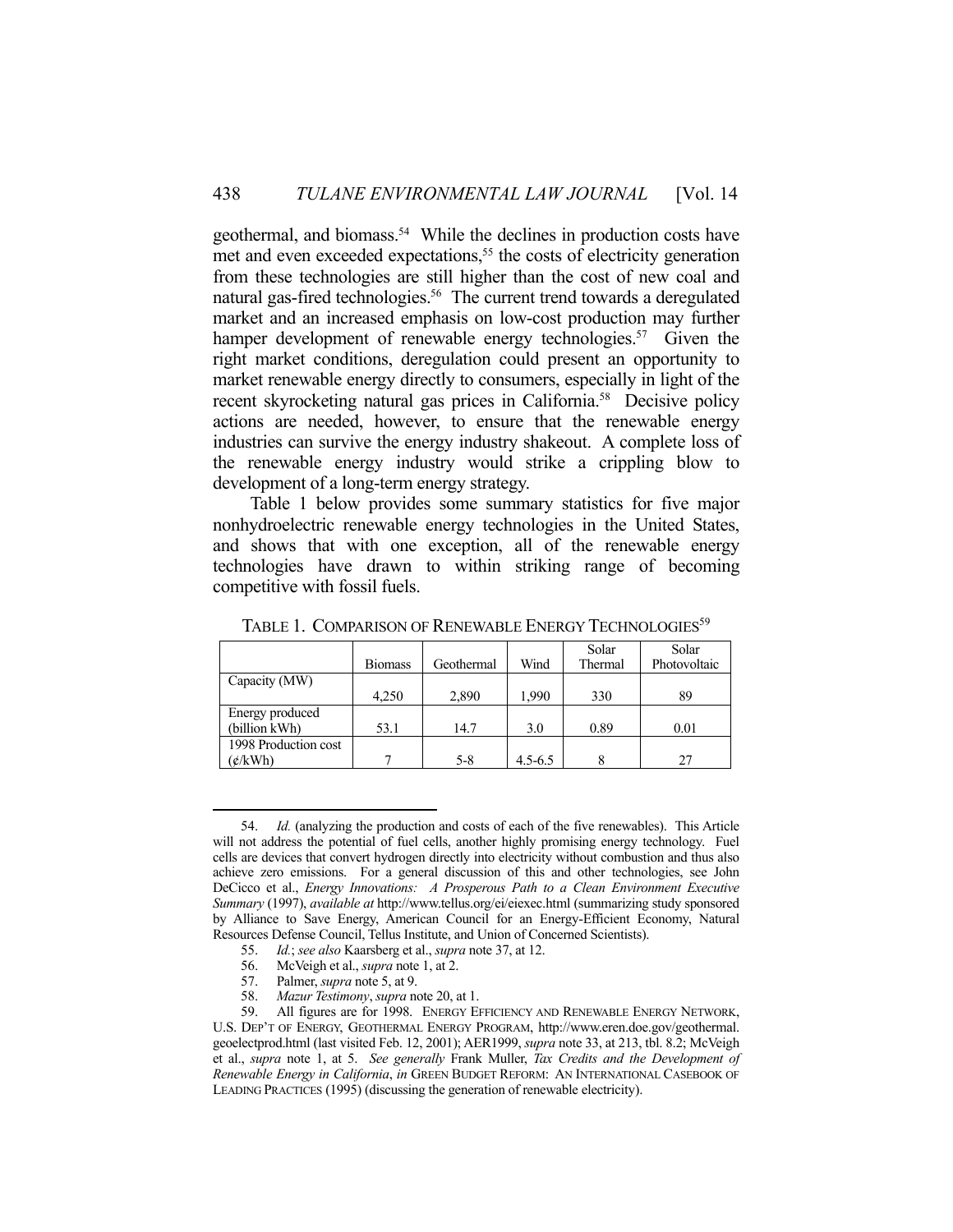geothermal, and biomass.[54] While the declines in production costs have met and even exceeded expectations,[55] the costs of electricity generation from these technologies are still higher than the cost of new coal and natural gas-fired technologies.[56] The current trend towards a deregulated market and an increased emphasis on low-cost production may further hamper development of renewable energy technologies.[57] Given the right market conditions, deregulation could present an opportunity to market renewable energy directly to consumers, especially in light of the recent skyrocketing natural gas prices in California.[58] Decisive policy actions are needed, however, to ensure that the renewable energy industries can survive the energy industry shakeout. A complete loss of the renewable energy industry would strike a crippling blow to development of a long-term energy strategy.

Table 1 below provides some summary statistics for five major nonhydroelectric renewable energy technologies in the United States, and shows that with one exception, all of the renewable energy technologies have drawn to within striking range of becoming competitive with fossil fuels.

TABLE 1. COMPARISON OF RENEWABLE ENERGY TECHNOLOGIES[59]

| | Biomass | Geothermal | Wind | Solar Thermal | Solar Photovoltaic |
|---|---|---|---|---|---|
| Capacity (MW) | 4,250 | 2,890 | 1,990 | 330 | 89 |
| Energy produced (billion kWh) | 53.1 | 14.7 | 3.0 | 0.89 | 0.01 |
| 1998 Production cost (¢/kWh) | 7 | 5-8 | 4.5-6.5 | 8 | 27 |

---

54. *Id.* (analyzing the production and costs of each of the five renewables). This Article will not address the potential of fuel cells, another highly promising energy technology. Fuel cells are devices that convert hydrogen directly into electricity without combustion and thus also achieve zero emissions. For a general discussion of this and other technologies, see John DeCicco et al., *Energy Innovations: A Prosperous Path to a Clean Environment Executive Summary* (1997), *available at* http://www.tellus.org/ei/eiexec.html (summarizing study sponsored by Alliance to Save Energy, American Council for an Energy-Efficient Economy, Natural Resources Defense Council, Tellus Institute, and Union of Concerned Scientists).

55. *Id.*; *see also* Kaarsberg et al., *supra* note 37, at 12.

56. McVeigh et al., *supra* note 1, at 2.

57. Palmer, *supra* note 5, at 9.

58. *Mazur Testimony*, *supra* note 20, at 1.

59. All figures are for 1998. ENERGY EFFICIENCY AND RENEWABLE ENERGY NETWORK, U.S. DEP'T OF ENERGY, GEOTHERMAL ENERGY PROGRAM, http://www.eren.doe.gov/geothermal.geoelectprod.html (last visited Feb. 12, 2001); AER1999, *supra* note 33, at 213, tbl. 8.2; McVeigh et al., *supra* note 1, at 5. *See generally* Frank Muller, *Tax Credits and the Development of Renewable Energy in California*, *in* GREEN BUDGET REFORM: AN INTERNATIONAL CASEBOOK OF LEADING PRACTICES (1995) (discussing the generation of renewable electricity).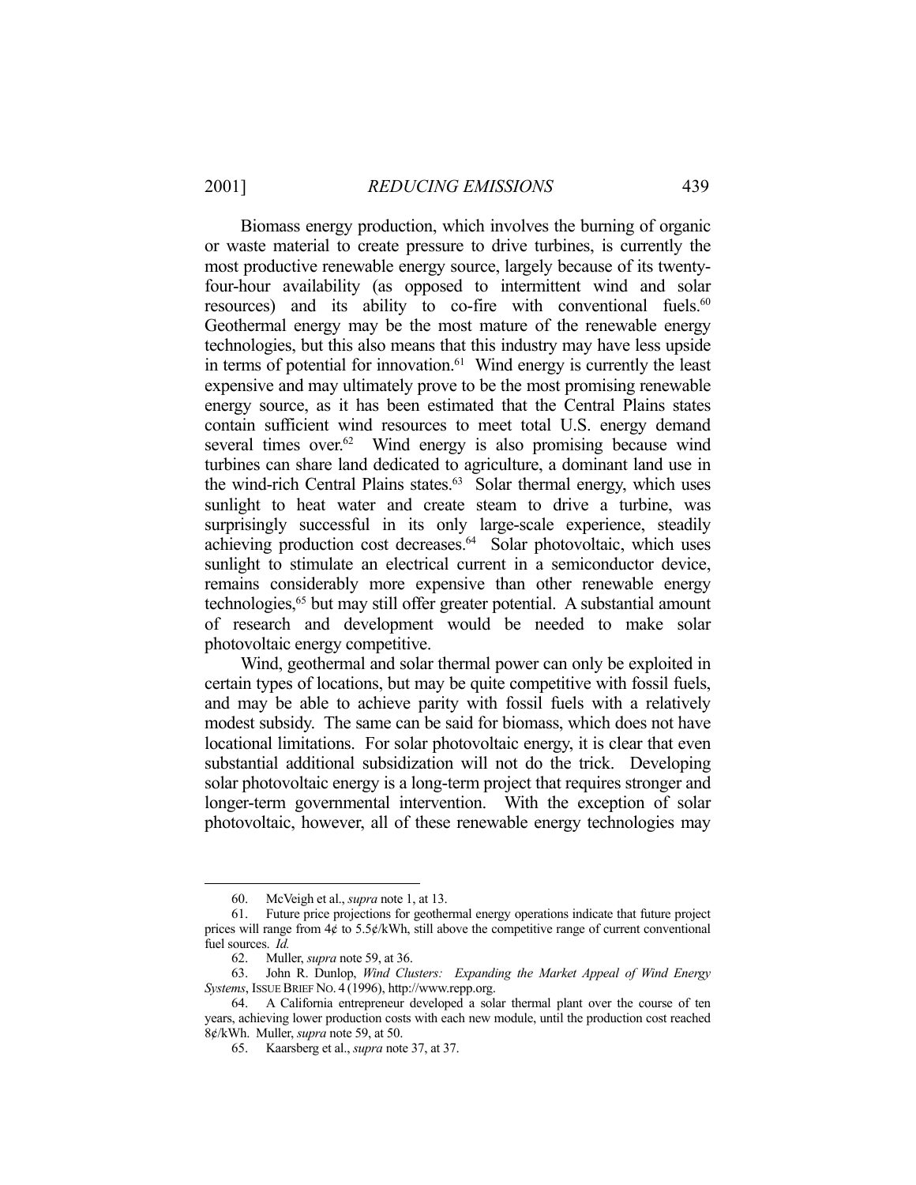Biomass energy production, which involves the burning of organic or waste material to create pressure to drive turbines, is currently the most productive renewable energy source, largely because of its twenty-four-hour availability (as opposed to intermittent wind and solar resources) and its ability to co-fire with conventional fuels.[60] Geothermal energy may be the most mature of the renewable energy technologies, but this also means that this industry may have less upside in terms of potential for innovation.[61] Wind energy is currently the least expensive and may ultimately prove to be the most promising renewable energy source, as it has been estimated that the Central Plains states contain sufficient wind resources to meet total U.S. energy demand several times over.[62] Wind energy is also promising because wind turbines can share land dedicated to agriculture, a dominant land use in the wind-rich Central Plains states.[63] Solar thermal energy, which uses sunlight to heat water and create steam to drive a turbine, was surprisingly successful in its only large-scale experience, steadily achieving production cost decreases.[64] Solar photovoltaic, which uses sunlight to stimulate an electrical current in a semiconductor device, remains considerably more expensive than other renewable energy technologies,[65] but may still offer greater potential. A substantial amount of research and development would be needed to make solar photovoltaic energy competitive.

Wind, geothermal and solar thermal power can only be exploited in certain types of locations, but may be quite competitive with fossil fuels, and may be able to achieve parity with fossil fuels with a relatively modest subsidy. The same can be said for biomass, which does not have locational limitations. For solar photovoltaic energy, it is clear that even substantial additional subsidization will not do the trick. Developing solar photovoltaic energy is a long-term project that requires stronger and longer-term governmental intervention. With the exception of solar photovoltaic, however, all of these renewable energy technologies may

---

60. McVeigh et al., *supra* note 1, at 13.

61. Future price projections for geothermal energy operations indicate that future project prices will range from 4¢ to 5.5¢/kWh, still above the competitive range of current conventional fuel sources. *Id.*

62. Muller, *supra* note 59, at 36.

63. John R. Dunlop, *Wind Clusters: Expanding the Market Appeal of Wind Energy Systems*, ISSUE BRIEF NO. 4 (1996), http://www.repp.org.

64. A California entrepreneur developed a solar thermal plant over the course of ten years, achieving lower production costs with each new module, until the production cost reached 8¢/kWh. Muller, *supra* note 59, at 50.

65. Kaarsberg et al., *supra* note 37, at 37.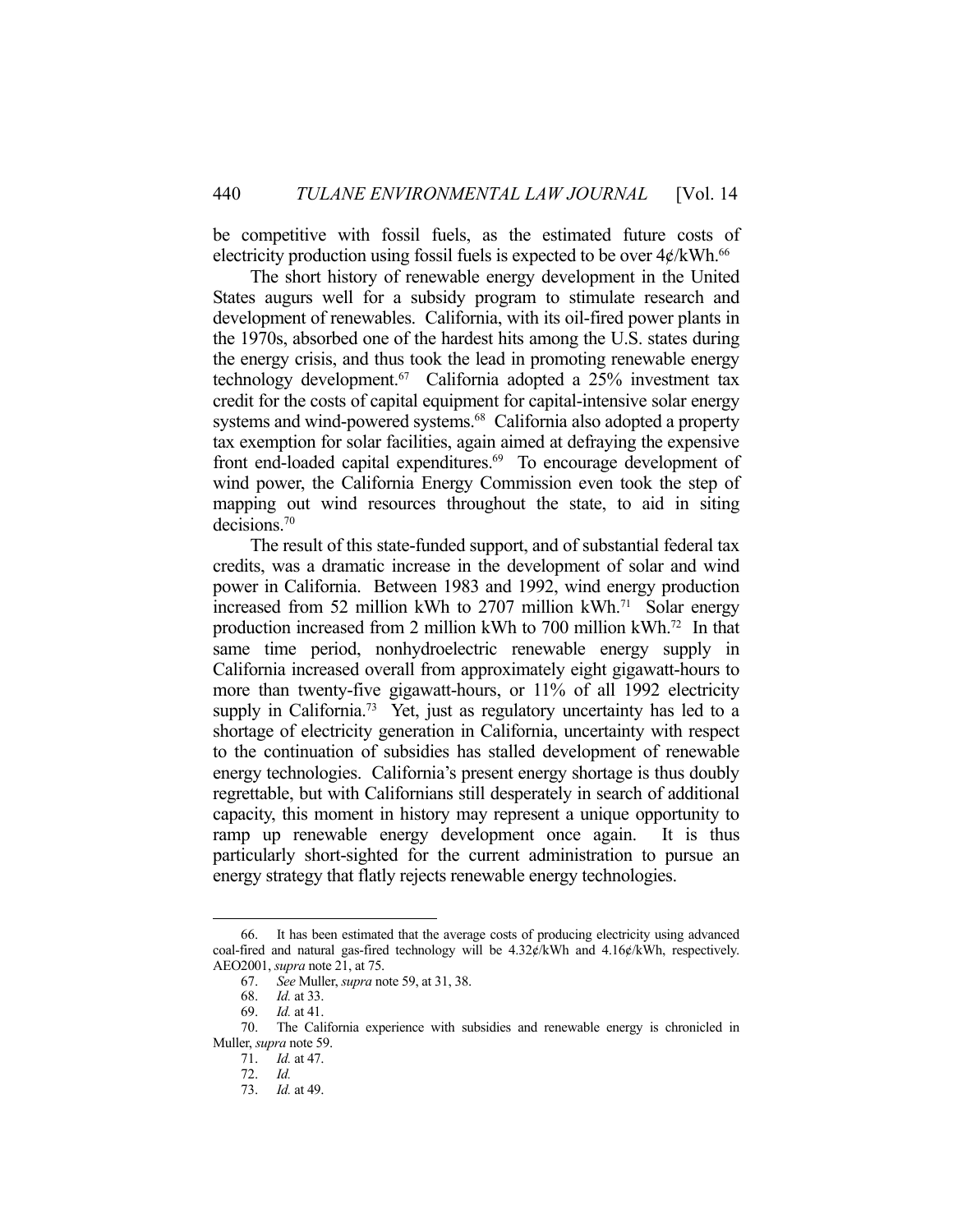be competitive with fossil fuels, as the estimated future costs of electricity production using fossil fuels is expected to be over 4¢/kWh.[66]

The short history of renewable energy development in the United States augurs well for a subsidy program to stimulate research and development of renewables. California, with its oil-fired power plants in the 1970s, absorbed one of the hardest hits among the U.S. states during the energy crisis, and thus took the lead in promoting renewable energy technology development.[67] California adopted a 25% investment tax credit for the costs of capital equipment for capital-intensive solar energy systems and wind-powered systems.[68] California also adopted a property tax exemption for solar facilities, again aimed at defraying the expensive front end-loaded capital expenditures.[69] To encourage development of wind power, the California Energy Commission even took the step of mapping out wind resources throughout the state, to aid in siting decisions.[70]

The result of this state-funded support, and of substantial federal tax credits, was a dramatic increase in the development of solar and wind power in California. Between 1983 and 1992, wind energy production increased from 52 million kWh to 2707 million kWh.[71] Solar energy production increased from 2 million kWh to 700 million kWh.[72] In that same time period, nonhydroelectric renewable energy supply in California increased overall from approximately eight gigawatt-hours to more than twenty-five gigawatt-hours, or 11% of all 1992 electricity supply in California.[73] Yet, just as regulatory uncertainty has led to a shortage of electricity generation in California, uncertainty with respect to the continuation of subsidies has stalled development of renewable energy technologies. California's present energy shortage is thus doubly regrettable, but with Californians still desperately in search of additional capacity, this moment in history may represent a unique opportunity to ramp up renewable energy development once again. It is thus particularly short-sighted for the current administration to pursue an energy strategy that flatly rejects renewable energy technologies.

---

66. It has been estimated that the average costs of producing electricity using advanced coal-fired and natural gas-fired technology will be 4.32¢/kWh and 4.16¢/kWh, respectively. AEO2001, *supra* note 21, at 75.

67. *See* Muller, *supra* note 59, at 31, 38.

68. *Id.* at 33.

69. *Id.* at 41.

70. The California experience with subsidies and renewable energy is chronicled in Muller, *supra* note 59.

71. *Id.* at 47.

72. *Id.*

73. *Id.* at 49.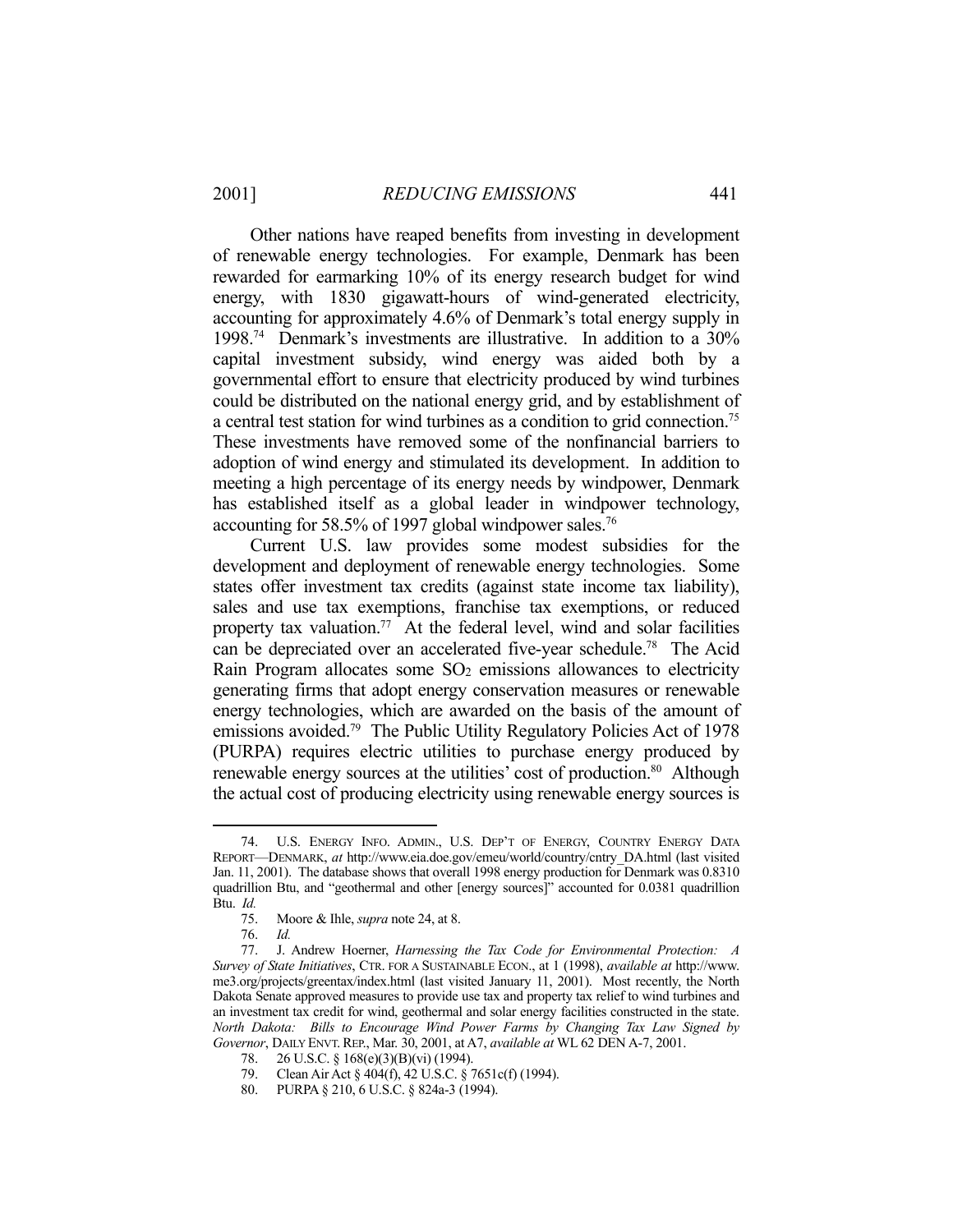Other nations have reaped benefits from investing in development of renewable energy technologies. For example, Denmark has been rewarded for earmarking 10% of its energy research budget for wind energy, with 1830 gigawatt-hours of wind-generated electricity, accounting for approximately 4.6% of Denmark's total energy supply in 1998.[74] Denmark's investments are illustrative. In addition to a 30% capital investment subsidy, wind energy was aided both by a governmental effort to ensure that electricity produced by wind turbines could be distributed on the national energy grid, and by establishment of a central test station for wind turbines as a condition to grid connection.[75] These investments have removed some of the nonfinancial barriers to adoption of wind energy and stimulated its development. In addition to meeting a high percentage of its energy needs by windpower, Denmark has established itself as a global leader in windpower technology, accounting for 58.5% of 1997 global windpower sales.[76]

Current U.S. law provides some modest subsidies for the development and deployment of renewable energy technologies. Some states offer investment tax credits (against state income tax liability), sales and use tax exemptions, franchise tax exemptions, or reduced property tax valuation.[77] At the federal level, wind and solar facilities can be depreciated over an accelerated five-year schedule.[78] The Acid Rain Program allocates some $SO_2$ emissions allowances to electricity generating firms that adopt energy conservation measures or renewable energy technologies, which are awarded on the basis of the amount of emissions avoided.[79] The Public Utility Regulatory Policies Act of 1978 (PURPA) requires electric utilities to purchase energy produced by renewable energy sources at the utilities' cost of production.[80] Although the actual cost of producing electricity using renewable energy sources is

---

74. U.S. ENERGY INFO. ADMIN., U.S. DEP'T OF ENERGY, COUNTRY ENERGY DATA REPORT—DENMARK, *at* http://www.eia.doe.gov/emeu/world/country/cntry_DA.html (last visited Jan. 11, 2001). The database shows that overall 1998 energy production for Denmark was 0.8310 quadrillion Btu, and "geothermal and other [energy sources]" accounted for 0.0381 quadrillion Btu. *Id.*

75. Moore & Ihle, *supra* note 24, at 8.

76. *Id.*

77. J. Andrew Hoerner, *Harnessing the Tax Code for Environmental Protection: A Survey of State Initiatives*, CTR. FOR A SUSTAINABLE ECON., at 1 (1998), *available at* http://www.me3.org/projects/greentax/index.html (last visited January 11, 2001). Most recently, the North Dakota Senate approved measures to provide use tax and property tax relief to wind turbines and an investment tax credit for wind, geothermal and solar energy facilities constructed in the state. *North Dakota: Bills to Encourage Wind Power Farms by Changing Tax Law Signed by Governor*, DAILY ENVT. REP., Mar. 30, 2001, at A7, *available at* WL 62 DEN A-7, 2001.

78. 26 U.S.C. § 168(e)(3)(B)(vi) (1994).

79. Clean Air Act § 404(f), 42 U.S.C. § 7651c(f) (1994).

80. PURPA § 210, 6 U.S.C. § 824a-3 (1994).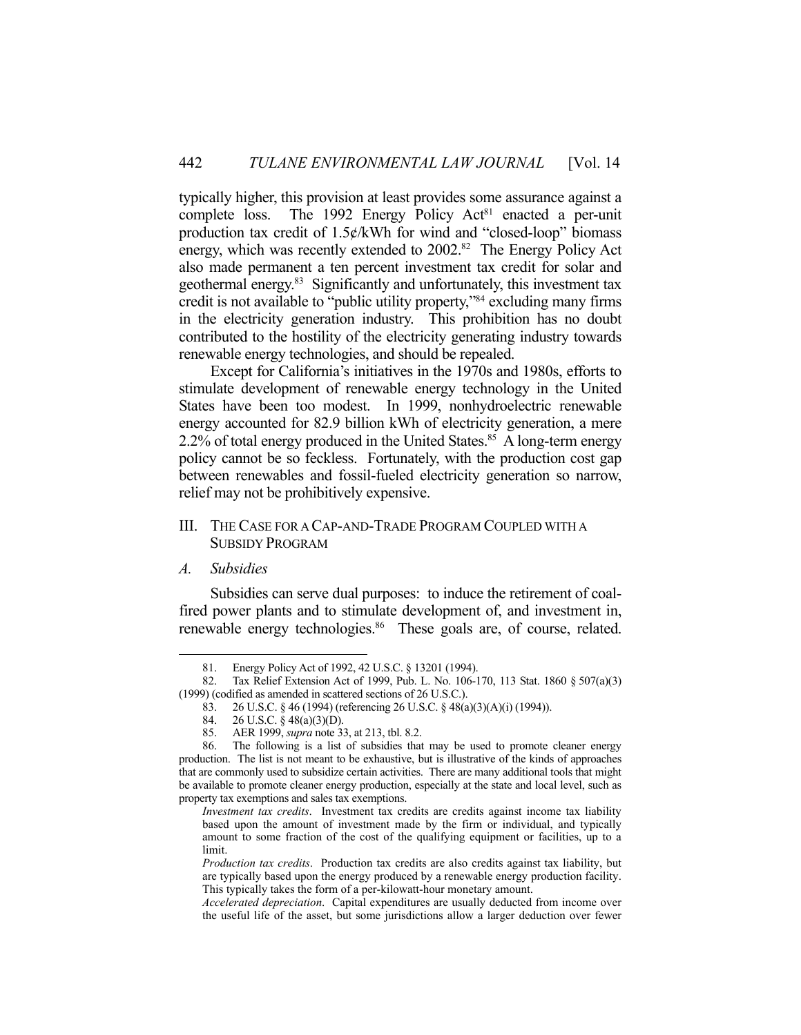typically higher, this provision at least provides some assurance against a complete loss. The 1992 Energy Policy Act[81] enacted a per-unit production tax credit of 1.5¢/kWh for wind and "closed-loop" biomass energy, which was recently extended to 2002.[82] The Energy Policy Act also made permanent a ten percent investment tax credit for solar and geothermal energy.[83] Significantly and unfortunately, this investment tax credit is not available to "public utility property,"[84] excluding many firms in the electricity generation industry. This prohibition has no doubt contributed to the hostility of the electricity generating industry towards renewable energy technologies, and should be repealed.

Except for California's initiatives in the 1970s and 1980s, efforts to stimulate development of renewable energy technology in the United States have been too modest. In 1999, nonhydroelectric renewable energy accounted for 82.9 billion kWh of electricity generation, a mere 2.2% of total energy produced in the United States.[85] A long-term energy policy cannot be so feckless. Fortunately, with the production cost gap between renewables and fossil-fueled electricity generation so narrow, relief may not be prohibitively expensive.

## III. THE CASE FOR A CAP-AND-TRADE PROGRAM COUPLED WITH A SUBSIDY PROGRAM

### A. *Subsidies*

Subsidies can serve dual purposes: to induce the retirement of coal-fired power plants and to stimulate development of, and investment in, renewable energy technologies.[86] These goals are, of course, related.

---

81. Energy Policy Act of 1992, 42 U.S.C. § 13201 (1994).

82. Tax Relief Extension Act of 1999, Pub. L. No. 106-170, 113 Stat. 1860 § 507(a)(3) (1999) (codified as amended in scattered sections of 26 U.S.C.).

83. 26 U.S.C. § 46 (1994) (referencing 26 U.S.C. § 48(a)(3)(A)(i) (1994)).

84. 26 U.S.C. § 48(a)(3)(D).

85. AER 1999, *supra* note 33, at 213, tbl. 8.2.

86. The following is a list of subsidies that may be used to promote cleaner energy production. The list is not meant to be exhaustive, but is illustrative of the kinds of approaches that are commonly used to subsidize certain activities. There are many additional tools that might be available to promote cleaner energy production, especially at the state and local level, such as property tax exemptions and sales tax exemptions.

*Investment tax credits*. Investment tax credits are credits against income tax liability based upon the amount of investment made by the firm or individual, and typically amount to some fraction of the cost of the qualifying equipment or facilities, up to a limit.

*Production tax credits*. Production tax credits are also credits against tax liability, but are typically based upon the energy produced by a renewable energy production facility. This typically takes the form of a per-kilowatt-hour monetary amount.

*Accelerated depreciation*. Capital expenditures are usually deducted from income over the useful life of the asset, but some jurisdictions allow a larger deduction over fewer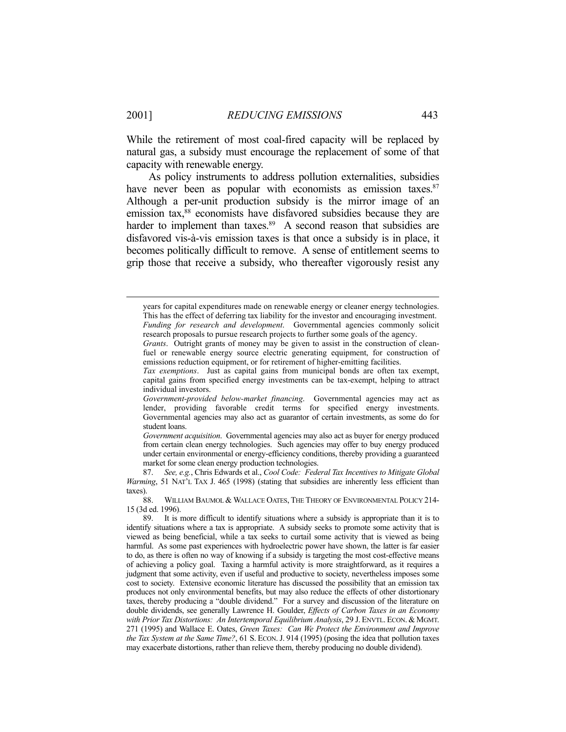While the retirement of most coal-fired capacity will be replaced by natural gas, a subsidy must encourage the replacement of some of that capacity with renewable energy.

As policy instruments to address pollution externalities, subsidies have never been as popular with economists as emission taxes.[87] Although a per-unit production subsidy is the mirror image of an emission tax,[88] economists have disfavored subsidies because they are harder to implement than taxes.[89] A second reason that subsidies are disfavored vis-à-vis emission taxes is that once a subsidy is in place, it becomes politically difficult to remove. A sense of entitlement seems to grip those that receive a subsidy, who thereafter vigorously resist any

---

years for capital expenditures made on renewable energy or cleaner energy technologies. This has the effect of deferring tax liability for the investor and encouraging investment.

*Funding for research and development*. Governmental agencies commonly solicit research proposals to pursue research projects to further some goals of the agency.

*Grants*. Outright grants of money may be given to assist in the construction of clean-fuel or renewable energy source electric generating equipment, for construction of emissions reduction equipment, or for retirement of higher-emitting facilities.

*Tax exemptions*. Just as capital gains from municipal bonds are often tax exempt, capital gains from specified energy investments can be tax-exempt, helping to attract individual investors.

*Government-provided below-market financing*. Governmental agencies may act as lender, providing favorable credit terms for specified energy investments. Governmental agencies may also act as guarantor of certain investments, as some do for student loans.

*Government acquisition*. Governmental agencies may also act as buyer for energy produced from certain clean energy technologies. Such agencies may offer to buy energy produced under certain environmental or energy-efficiency conditions, thereby providing a guaranteed market for some clean energy production technologies.

87. *See, e.g.*, Chris Edwards et al., *Cool Code: Federal Tax Incentives to Mitigate Global Warming*, 51 NAT'L TAX J. 465 (1998) (stating that subsidies are inherently less efficient than taxes).

88. WILLIAM BAUMOL & WALLACE OATES, THE THEORY OF ENVIRONMENTAL POLICY 214-15 (3d ed. 1996).

89. It is more difficult to identify situations where a subsidy is appropriate than it is to identify situations where a tax is appropriate. A subsidy seeks to promote some activity that is viewed as being beneficial, while a tax seeks to curtail some activity that is viewed as being harmful. As some past experiences with hydroelectric power have shown, the latter is far easier to do, as there is often no way of knowing if a subsidy is targeting the most cost-effective means of achieving a policy goal. Taxing a harmful activity is more straightforward, as it requires a judgment that some activity, even if useful and productive to society, nevertheless imposes some cost to society. Extensive economic literature has discussed the possibility that an emission tax produces not only environmental benefits, but may also reduce the effects of other distortionary taxes, thereby producing a "double dividend." For a survey and discussion of the literature on double dividends, see generally Lawrence H. Goulder, *Effects of Carbon Taxes in an Economy with Prior Tax Distortions: An Intertemporal Equilibrium Analysis*, 29 J. ENVTL. ECON. & MGMT. 271 (1995) and Wallace E. Oates, *Green Taxes: Can We Protect the Environment and Improve the Tax System at the Same Time?*, 61 S. ECON. J. 914 (1995) (posing the idea that pollution taxes may exacerbate distortions, rather than relieve them, thereby producing no double dividend).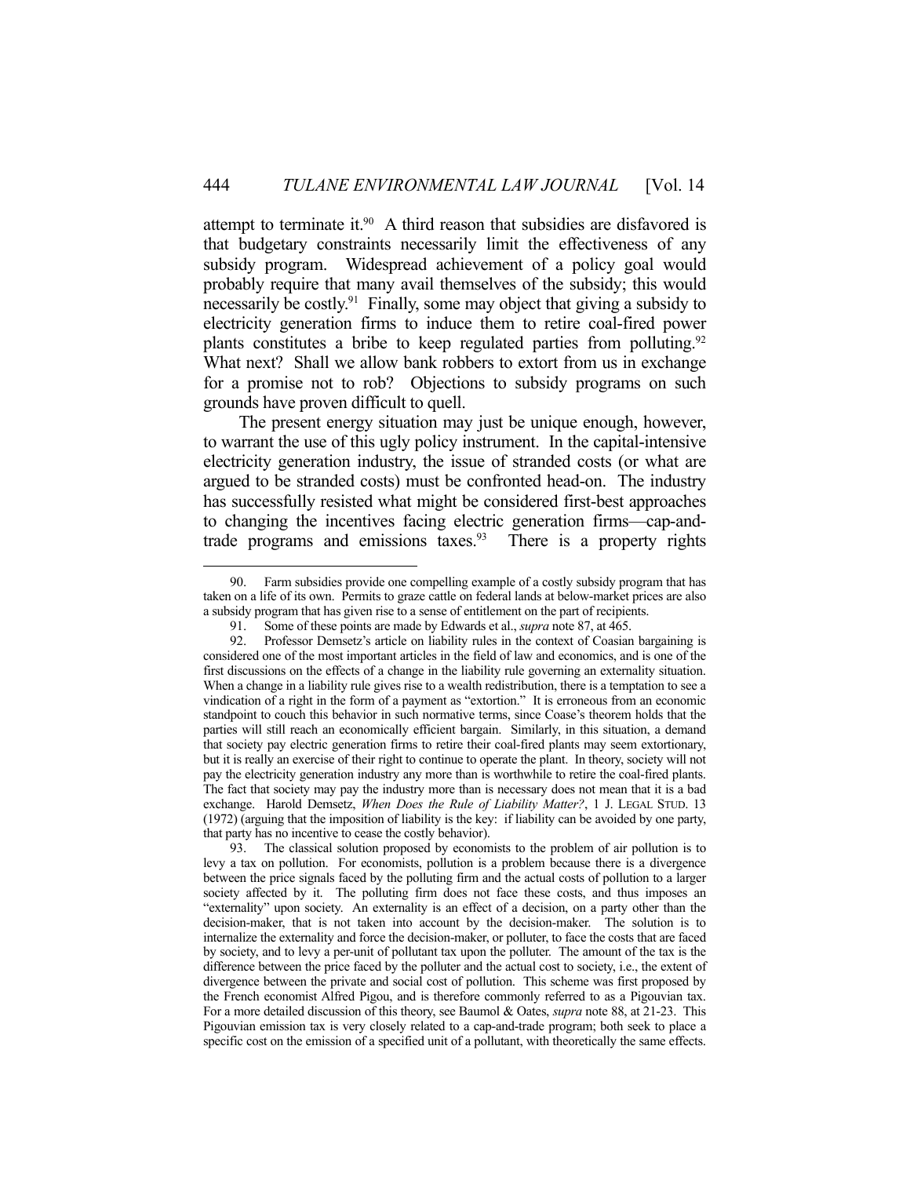attempt to terminate it.[90] A third reason that subsidies are disfavored is that budgetary constraints necessarily limit the effectiveness of any subsidy program. Widespread achievement of a policy goal would probably require that many avail themselves of the subsidy; this would necessarily be costly.[91] Finally, some may object that giving a subsidy to electricity generation firms to induce them to retire coal-fired power plants constitutes a bribe to keep regulated parties from polluting.[92] What next? Shall we allow bank robbers to extort from us in exchange for a promise not to rob? Objections to subsidy programs on such grounds have proven difficult to quell.

The present energy situation may just be unique enough, however, to warrant the use of this ugly policy instrument. In the capital-intensive electricity generation industry, the issue of stranded costs (or what are argued to be stranded costs) must be confronted head-on. The industry has successfully resisted what might be considered first-best approaches to changing the incentives facing electric generation firms—cap-and-trade programs and emissions taxes.[93] There is a property rights

---

90. Farm subsidies provide one compelling example of a costly subsidy program that has taken on a life of its own. Permits to graze cattle on federal lands at below-market prices are also a subsidy program that has given rise to a sense of entitlement on the part of recipients.

91. Some of these points are made by Edwards et al., *supra* note 87, at 465.

92. Professor Demsetz's article on liability rules in the context of Coasian bargaining is considered one of the most important articles in the field of law and economics, and is one of the first discussions on the effects of a change in the liability rule governing an externality situation. When a change in a liability rule gives rise to a wealth redistribution, there is a temptation to see a vindication of a right in the form of a payment as "extortion." It is erroneous from an economic standpoint to couch this behavior in such normative terms, since Coase's theorem holds that the parties will still reach an economically efficient bargain. Similarly, in this situation, a demand that society pay electric generation firms to retire their coal-fired plants may seem extortionary, but it is really an exercise of their right to continue to operate the plant. In theory, society will not pay the electricity generation industry any more than is worthwhile to retire the coal-fired plants. The fact that society may pay the industry more than is necessary does not mean that it is a bad exchange. Harold Demsetz, *When Does the Rule of Liability Matter?*, 1 J. LEGAL STUD. 13 (1972) (arguing that the imposition of liability is the key: if liability can be avoided by one party, that party has no incentive to cease the costly behavior).

93. The classical solution proposed by economists to the problem of air pollution is to levy a tax on pollution. For economists, pollution is a problem because there is a divergence between the price signals faced by the polluting firm and the actual costs of pollution to a larger society affected by it. The polluting firm does not face these costs, and thus imposes an "externality" upon society. An externality is an effect of a decision, on a party other than the decision-maker, that is not taken into account by the decision-maker. The solution is to internalize the externality and force the decision-maker, or polluter, to face the costs that are faced by society, and to levy a per-unit of pollutant tax upon the polluter. The amount of the tax is the difference between the price faced by the polluter and the actual cost to society, i.e., the extent of divergence between the private and social cost of pollution. This scheme was first proposed by the French economist Alfred Pigou, and is therefore commonly referred to as a Pigouvian tax. For a more detailed discussion of this theory, see Baumol & Oates, *supra* note 88, at 21-23. This Pigouvian emission tax is very closely related to a cap-and-trade program; both seek to place a specific cost on the emission of a specified unit of a pollutant, with theoretically the same effects.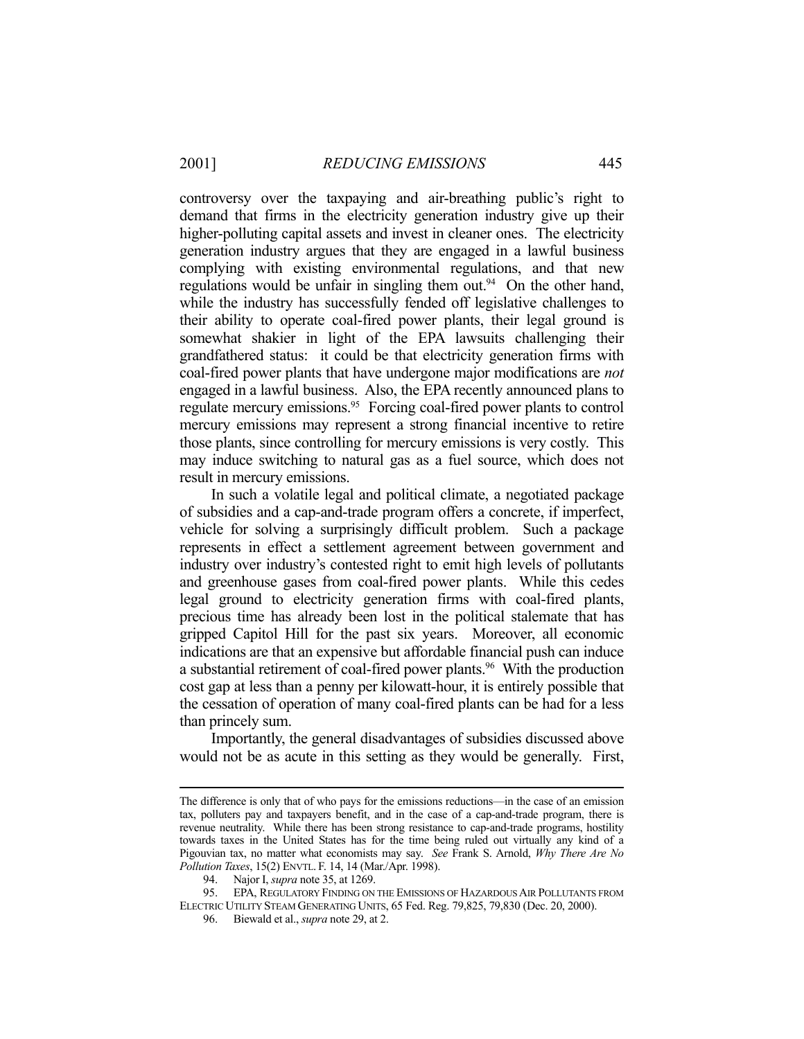controversy over the taxpaying and air-breathing public's right to demand that firms in the electricity generation industry give up their higher-polluting capital assets and invest in cleaner ones. The electricity generation industry argues that they are engaged in a lawful business complying with existing environmental regulations, and that new regulations would be unfair in singling them out.[94] On the other hand, while the industry has successfully fended off legislative challenges to their ability to operate coal-fired power plants, their legal ground is somewhat shakier in light of the EPA lawsuits challenging their grandfathered status: it could be that electricity generation firms with coal-fired power plants that have undergone major modifications are *not* engaged in a lawful business. Also, the EPA recently announced plans to regulate mercury emissions.[95] Forcing coal-fired power plants to control mercury emissions may represent a strong financial incentive to retire those plants, since controlling for mercury emissions is very costly. This may induce switching to natural gas as a fuel source, which does not result in mercury emissions.

In such a volatile legal and political climate, a negotiated package of subsidies and a cap-and-trade program offers a concrete, if imperfect, vehicle for solving a surprisingly difficult problem. Such a package represents in effect a settlement agreement between government and industry over industry's contested right to emit high levels of pollutants and greenhouse gases from coal-fired power plants. While this cedes legal ground to electricity generation firms with coal-fired plants, precious time has already been lost in the political stalemate that has gripped Capitol Hill for the past six years. Moreover, all economic indications are that an expensive but affordable financial push can induce a substantial retirement of coal-fired power plants.[96] With the production cost gap at less than a penny per kilowatt-hour, it is entirely possible that the cessation of operation of many coal-fired plants can be had for a less than princely sum.

Importantly, the general disadvantages of subsidies discussed above would not be as acute in this setting as they would be generally. First,

---

The difference is only that of who pays for the emissions reductions—in the case of an emission tax, polluters pay and taxpayers benefit, and in the case of a cap-and-trade program, there is revenue neutrality. While there has been strong resistance to cap-and-trade programs, hostility towards taxes in the United States has for the time being ruled out virtually any kind of a Pigouvian tax, no matter what economists may say. *See* Frank S. Arnold, *Why There Are No Pollution Taxes*, 15(2) ENVTL. F. 14, 14 (Mar./Apr. 1998).

94. Najor I, *supra* note 35, at 1269.

95. EPA, REGULATORY FINDING ON THE EMISSIONS OF HAZARDOUS AIR POLLUTANTS FROM ELECTRIC UTILITY STEAM GENERATING UNITS, 65 Fed. Reg. 79,825, 79,830 (Dec. 20, 2000).

96. Biewald et al., *supra* note 29, at 2.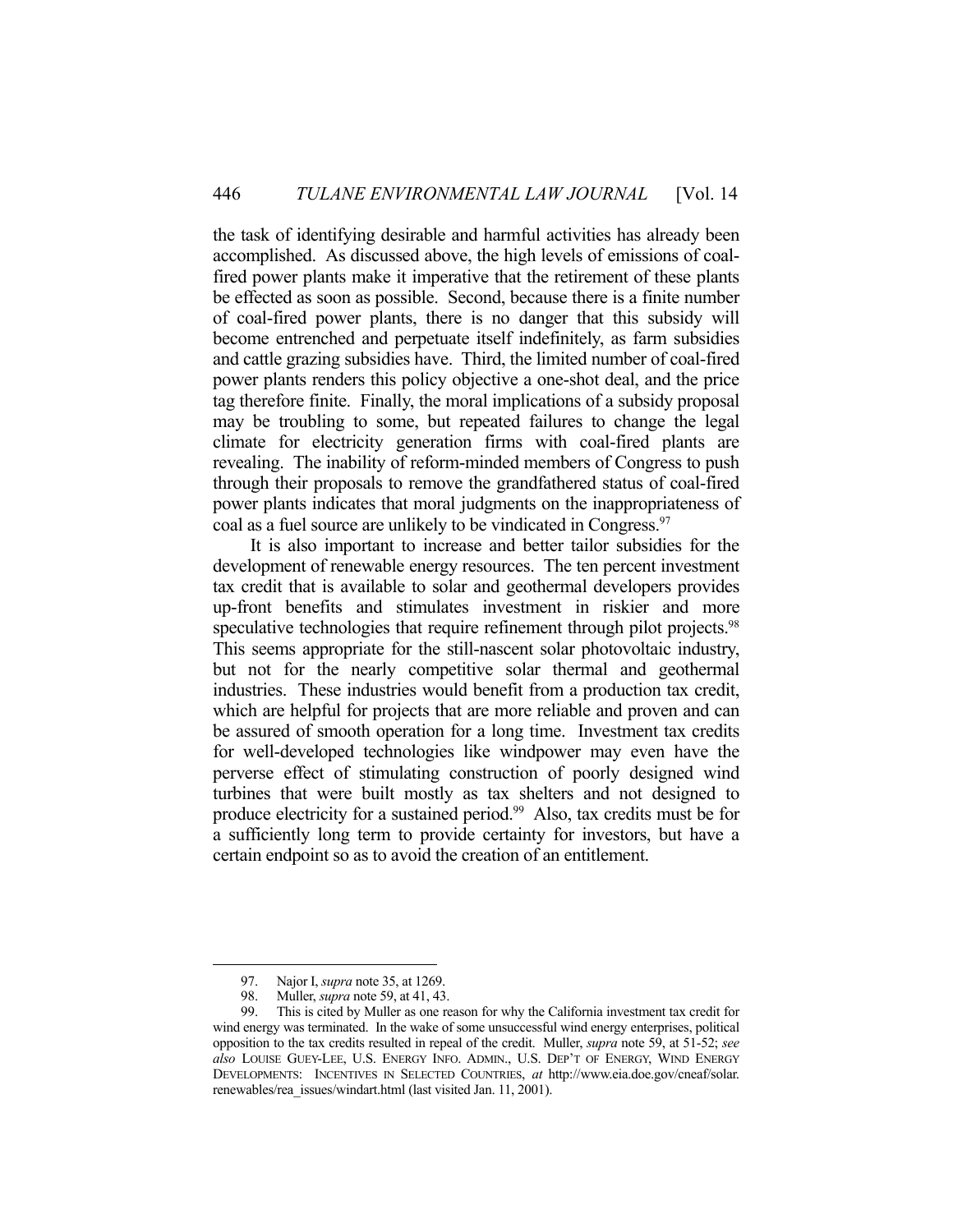the task of identifying desirable and harmful activities has already been accomplished. As discussed above, the high levels of emissions of coal-fired power plants make it imperative that the retirement of these plants be effected as soon as possible. Second, because there is a finite number of coal-fired power plants, there is no danger that this subsidy will become entrenched and perpetuate itself indefinitely, as farm subsidies and cattle grazing subsidies have. Third, the limited number of coal-fired power plants renders this policy objective a one-shot deal, and the price tag therefore finite. Finally, the moral implications of a subsidy proposal may be troubling to some, but repeated failures to change the legal climate for electricity generation firms with coal-fired plants are revealing. The inability of reform-minded members of Congress to push through their proposals to remove the grandfathered status of coal-fired power plants indicates that moral judgments on the inappropriateness of coal as a fuel source are unlikely to be vindicated in Congress.[97]

It is also important to increase and better tailor subsidies for the development of renewable energy resources. The ten percent investment tax credit that is available to solar and geothermal developers provides up-front benefits and stimulates investment in riskier and more speculative technologies that require refinement through pilot projects.[98] This seems appropriate for the still-nascent solar photovoltaic industry, but not for the nearly competitive solar thermal and geothermal industries. These industries would benefit from a production tax credit, which are helpful for projects that are more reliable and proven and can be assured of smooth operation for a long time. Investment tax credits for well-developed technologies like windpower may even have the perverse effect of stimulating construction of poorly designed wind turbines that were built mostly as tax shelters and not designed to produce electricity for a sustained period.[99] Also, tax credits must be for a sufficiently long term to provide certainty for investors, but have a certain endpoint so as to avoid the creation of an entitlement.

---

97. Najor I, *supra* note 35, at 1269.

98. Muller, *supra* note 59, at 41, 43.

99. This is cited by Muller as one reason for why the California investment tax credit for wind energy was terminated. In the wake of some unsuccessful wind energy enterprises, political opposition to the tax credits resulted in repeal of the credit. Muller, *supra* note 59, at 51-52; *see also* LOUISE GUEY-LEE, U.S. ENERGY INFO. ADMIN., U.S. DEP'T OF ENERGY, WIND ENERGY DEVELOPMENTS: INCENTIVES IN SELECTED COUNTRIES, *at* http://www.eia.doe.gov/cneaf/solar.renewables/rea_issues/windart.html (last visited Jan. 11, 2001).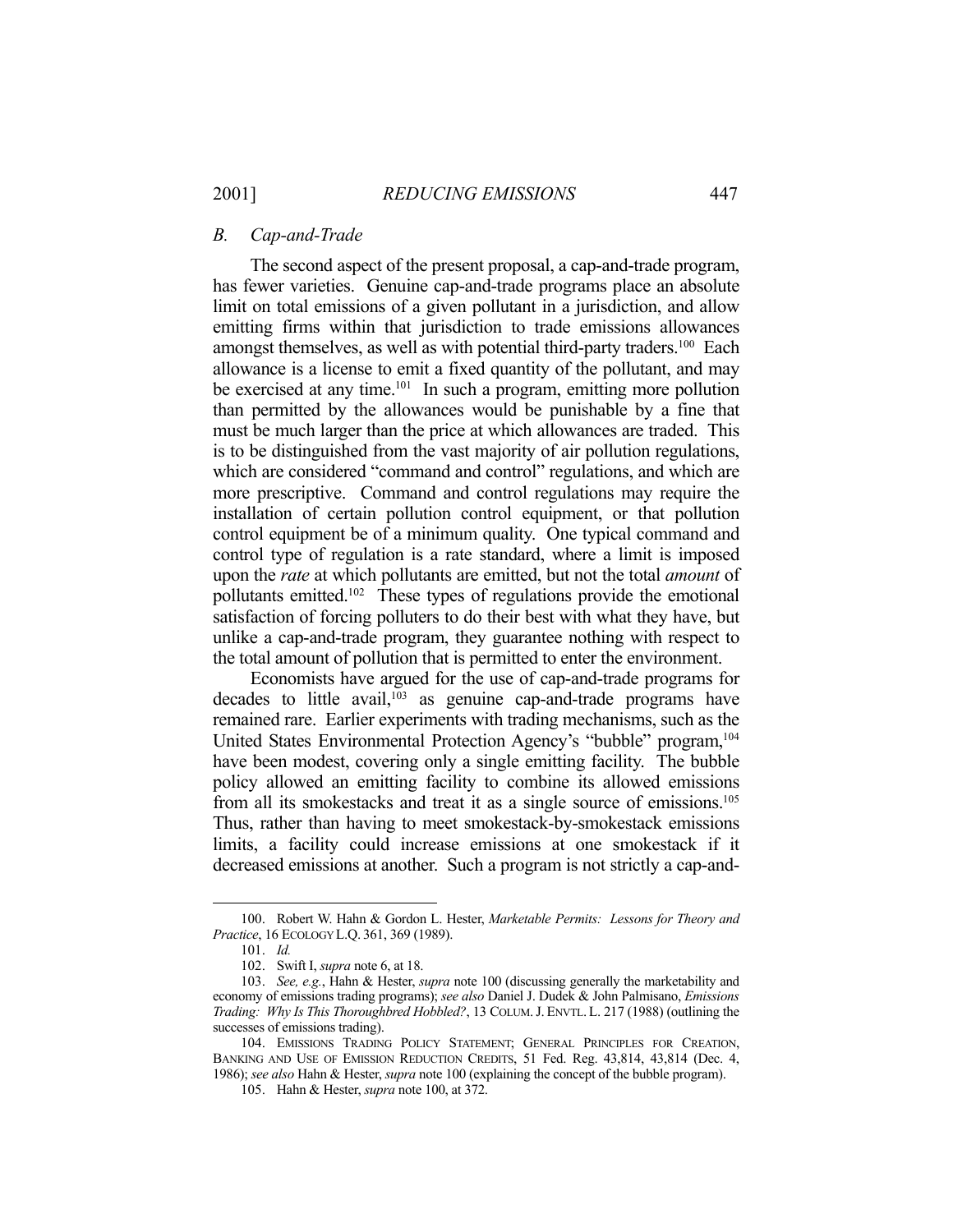### *B. Cap-and-Trade*

The second aspect of the present proposal, a cap-and-trade program, has fewer varieties. Genuine cap-and-trade programs place an absolute limit on total emissions of a given pollutant in a jurisdiction, and allow emitting firms within that jurisdiction to trade emissions allowances amongst themselves, as well as with potential third-party traders.[100] Each allowance is a license to emit a fixed quantity of the pollutant, and may be exercised at any time.[101] In such a program, emitting more pollution than permitted by the allowances would be punishable by a fine that must be much larger than the price at which allowances are traded. This is to be distinguished from the vast majority of air pollution regulations, which are considered "command and control" regulations, and which are more prescriptive. Command and control regulations may require the installation of certain pollution control equipment, or that pollution control equipment be of a minimum quality. One typical command and control type of regulation is a rate standard, where a limit is imposed upon the *rate* at which pollutants are emitted, but not the total *amount* of pollutants emitted.[102] These types of regulations provide the emotional satisfaction of forcing polluters to do their best with what they have, but unlike a cap-and-trade program, they guarantee nothing with respect to the total amount of pollution that is permitted to enter the environment.

Economists have argued for the use of cap-and-trade programs for decades to little avail,[103] as genuine cap-and-trade programs have remained rare. Earlier experiments with trading mechanisms, such as the United States Environmental Protection Agency's "bubble" program,[104] have been modest, covering only a single emitting facility. The bubble policy allowed an emitting facility to combine its allowed emissions from all its smokestacks and treat it as a single source of emissions.[105] Thus, rather than having to meet smokestack-by-smokestack emissions limits, a facility could increase emissions at one smokestack if it decreased emissions at another. Such a program is not strictly a cap-and-

---

100. Robert W. Hahn & Gordon L. Hester, *Marketable Permits: Lessons for Theory and Practice*, 16 ECOLOGY L.Q. 361, 369 (1989).

101. *Id.*

102. Swift I, *supra* note 6, at 18.

103. *See, e.g.*, Hahn & Hester, *supra* note 100 (discussing generally the marketability and economy of emissions trading programs); *see also* Daniel J. Dudek & John Palmisano, *Emissions Trading: Why Is This Thoroughbred Hobbled?*, 13 COLUM. J. ENVTL. L. 217 (1988) (outlining the successes of emissions trading).

104. EMISSIONS TRADING POLICY STATEMENT; GENERAL PRINCIPLES FOR CREATION, BANKING AND USE OF EMISSION REDUCTION CREDITS, 51 Fed. Reg. 43,814, 43,814 (Dec. 4, 1986); *see also* Hahn & Hester, *supra* note 100 (explaining the concept of the bubble program).

105. Hahn & Hester, *supra* note 100, at 372.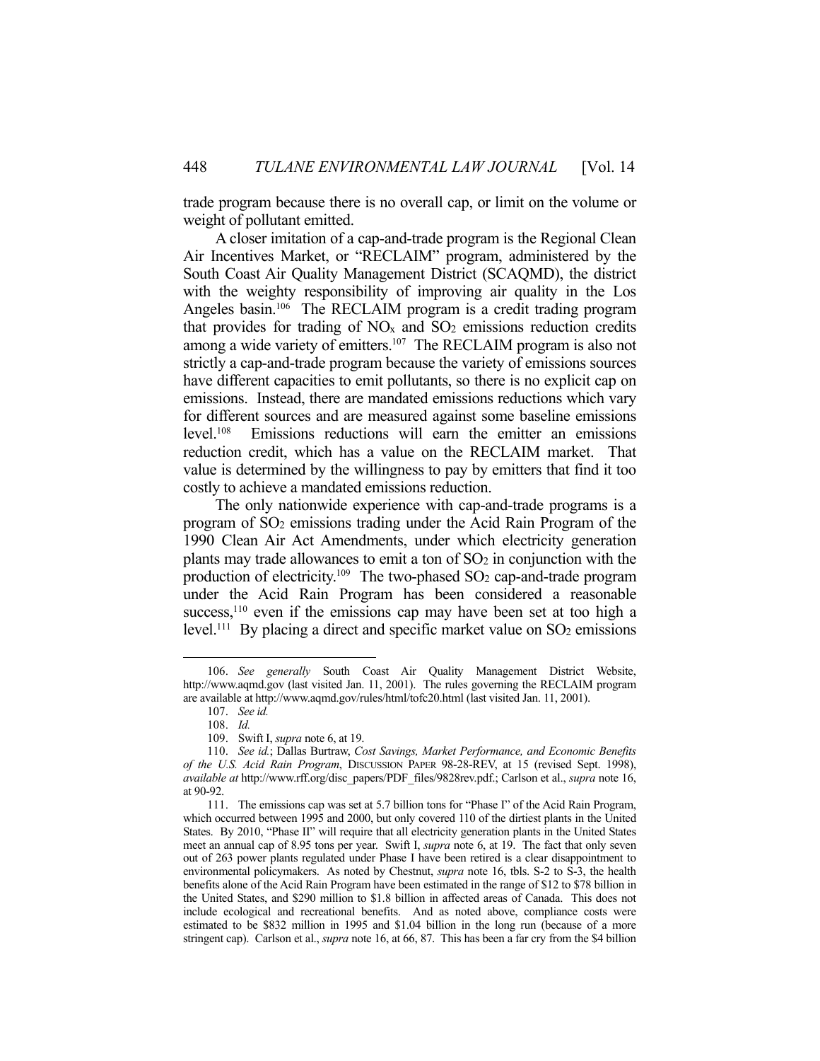trade program because there is no overall cap, or limit on the volume or weight of pollutant emitted.

A closer imitation of a cap-and-trade program is the Regional Clean Air Incentives Market, or "RECLAIM" program, administered by the South Coast Air Quality Management District (SCAQMD), the district with the weighty responsibility of improving air quality in the Los Angeles basin.[106] The RECLAIM program is a credit trading program that provides for trading of $NO_x$ and $SO_2$ emissions reduction credits among a wide variety of emitters.[107] The RECLAIM program is also not strictly a cap-and-trade program because the variety of emissions sources have different capacities to emit pollutants, so there is no explicit cap on emissions. Instead, there are mandated emissions reductions which vary for different sources and are measured against some baseline emissions level.[108] Emissions reductions will earn the emitter an emissions reduction credit, which has a value on the RECLAIM market. That value is determined by the willingness to pay by emitters that find it too costly to achieve a mandated emissions reduction.

The only nationwide experience with cap-and-trade programs is a program of $SO_2$ emissions trading under the Acid Rain Program of the 1990 Clean Air Act Amendments, under which electricity generation plants may trade allowances to emit a ton of $SO_2$ in conjunction with the production of electricity.[109] The two-phased $SO_2$ cap-and-trade program under the Acid Rain Program has been considered a reasonable success,[110] even if the emissions cap may have been set at too high a level.[111] By placing a direct and specific market value on $SO_2$ emissions

---

106. *See generally* South Coast Air Quality Management District Website, http://www.aqmd.gov (last visited Jan. 11, 2001). The rules governing the RECLAIM program are available at http://www.aqmd.gov/rules/html/tofc20.html (last visited Jan. 11, 2001).

107. *See id.*

108. *Id.*

109. Swift I, *supra* note 6, at 19.

110. *See id.*; Dallas Burtraw, *Cost Savings, Market Performance, and Economic Benefits of the U.S. Acid Rain Program*, DISCUSSION PAPER 98-28-REV, at 15 (revised Sept. 1998), *available at* http://www.rff.org/disc_papers/PDF_files/9828rev.pdf.; Carlson et al., *supra* note 16, at 90-92.

111. The emissions cap was set at 5.7 billion tons for "Phase I" of the Acid Rain Program, which occurred between 1995 and 2000, but only covered 110 of the dirtiest plants in the United States. By 2010, "Phase II" will require that all electricity generation plants in the United States meet an annual cap of 8.95 tons per year. Swift I, *supra* note 6, at 19. The fact that only seven out of 263 power plants regulated under Phase I have been retired is a clear disappointment to environmental policymakers. As noted by Chestnut, *supra* note 16, tbls. S-2 to S-3, the health benefits alone of the Acid Rain Program have been estimated in the range of $12 to $78 billion in the United States, and $290 million to $1.8 billion in affected areas of Canada. This does not include ecological and recreational benefits. And as noted above, compliance costs were estimated to be $832 million in 1995 and $1.04 billion in the long run (because of a more stringent cap). Carlson et al., *supra* note 16, at 66, 87. This has been a far cry from the $4 billion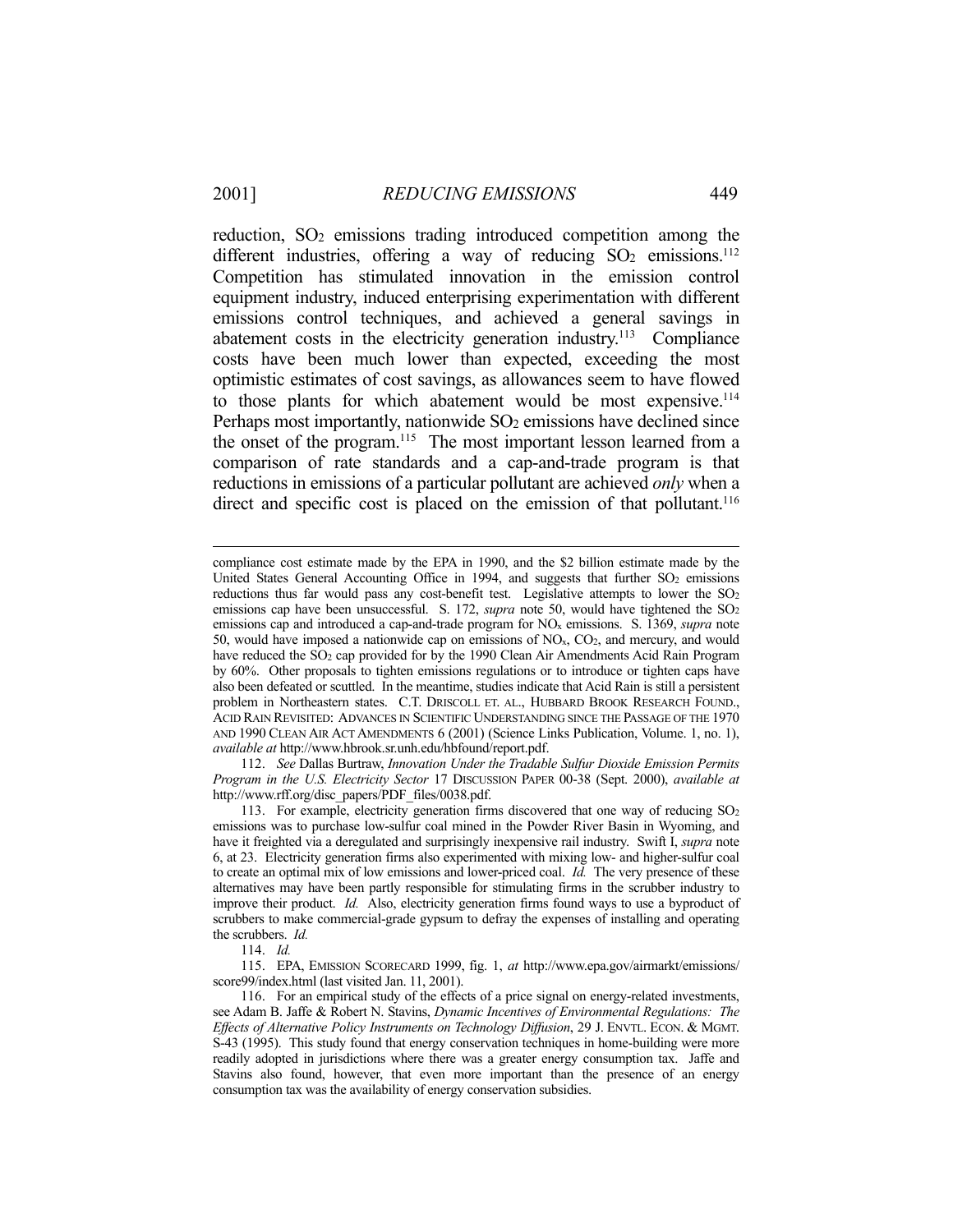reduction, $SO_2$ emissions trading introduced competition among the different industries, offering a way of reducing $SO_2$ emissions.[112] Competition has stimulated innovation in the emission control equipment industry, induced enterprising experimentation with different emissions control techniques, and achieved a general savings in abatement costs in the electricity generation industry.[113] Compliance costs have been much lower than expected, exceeding the most optimistic estimates of cost savings, as allowances seem to have flowed to those plants for which abatement would be most expensive.[114] Perhaps most importantly, nationwide $SO_2$ emissions have declined since the onset of the program.[115] The most important lesson learned from a comparison of rate standards and a cap-and-trade program is that reductions in emissions of a particular pollutant are achieved *only* when a direct and specific cost is placed on the emission of that pollutant.[116]

---

compliance cost estimate made by the EPA in 1990, and the $2 billion estimate made by the United States General Accounting Office in 1994, and suggests that further $SO_2$ emissions reductions thus far would pass any cost-benefit test. Legislative attempts to lower the $SO_2$ emissions cap have been unsuccessful. S. 172, *supra* note 50, would have tightened the $SO_2$ emissions cap and introduced a cap-and-trade program for $NO_x$ emissions. S. 1369, *supra* note 50, would have imposed a nationwide cap on emissions of $NO_x$, $CO_2$, and mercury, and would have reduced the $SO_2$ cap provided for by the 1990 Clean Air Amendments Acid Rain Program by 60%. Other proposals to tighten emissions regulations or to introduce or tighten caps have also been defeated or scuttled. In the meantime, studies indicate that Acid Rain is still a persistent problem in Northeastern states. C.T. DRISCOLL ET. AL., HUBBARD BROOK RESEARCH FOUND., ACID RAIN REVISITED: ADVANCES IN SCIENTIFIC UNDERSTANDING SINCE THE PASSAGE OF THE 1970 AND 1990 CLEAN AIR ACT AMENDMENTS 6 (2001) (Science Links Publication, Volume. 1, no. 1), *available at* http://www.hbrook.sr.unh.edu/hbfound/report.pdf.

112. *See* Dallas Burtraw, *Innovation Under the Tradable Sulfur Dioxide Emission Permits Program in the U.S. Electricity Sector* 17 DISCUSSION PAPER 00-38 (Sept. 2000), *available at* http://www.rff.org/disc_papers/PDF_files/0038.pdf.

113. For example, electricity generation firms discovered that one way of reducing $SO_2$ emissions was to purchase low-sulfur coal mined in the Powder River Basin in Wyoming, and have it freighted via a deregulated and surprisingly inexpensive rail industry. Swift I, *supra* note 6, at 23. Electricity generation firms also experimented with mixing low- and higher-sulfur coal to create an optimal mix of low emissions and lower-priced coal. *Id.* The very presence of these alternatives may have been partly responsible for stimulating firms in the scrubber industry to improve their product. *Id.* Also, electricity generation firms found ways to use a byproduct of scrubbers to make commercial-grade gypsum to defray the expenses of installing and operating the scrubbers. *Id.*

114. *Id.*

115. EPA, EMISSION SCORECARD 1999, fig. 1, *at* http://www.epa.gov/airmarkt/emissions/score99/index.html (last visited Jan. 11, 2001).

116. For an empirical study of the effects of a price signal on energy-related investments, see Adam B. Jaffe & Robert N. Stavins, *Dynamic Incentives of Environmental Regulations: The Effects of Alternative Policy Instruments on Technology Diffusion*, 29 J. ENVTL. ECON. & MGMT. S-43 (1995). This study found that energy conservation techniques in home-building were more readily adopted in jurisdictions where there was a greater energy consumption tax. Jaffe and Stavins also found, however, that even more important than the presence of an energy consumption tax was the availability of energy conservation subsidies.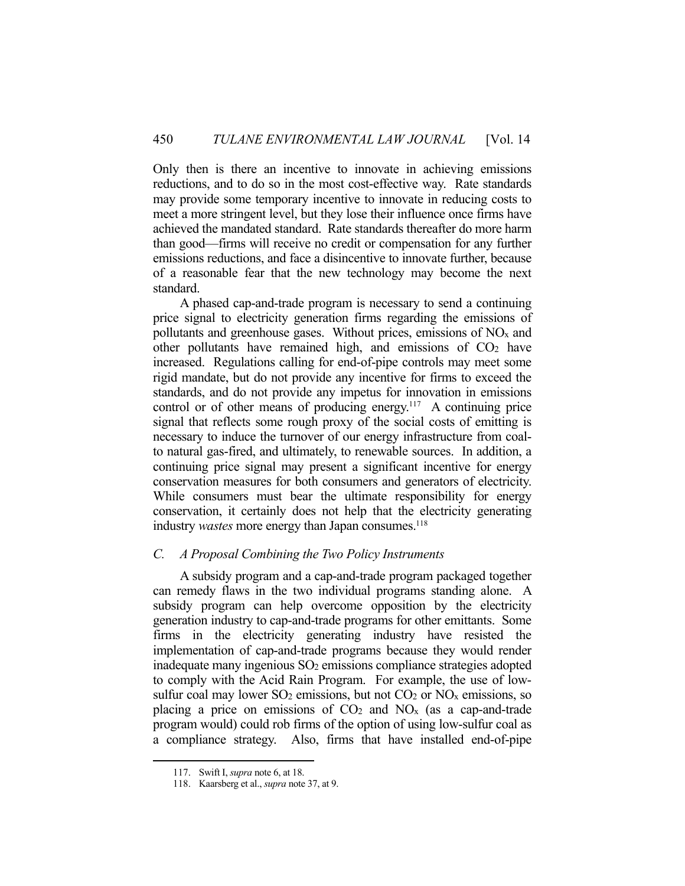Only then is there an incentive to innovate in achieving emissions reductions, and to do so in the most cost-effective way. Rate standards may provide some temporary incentive to innovate in reducing costs to meet a more stringent level, but they lose their influence once firms have achieved the mandated standard. Rate standards thereafter do more harm than good—firms will receive no credit or compensation for any further emissions reductions, and face a disincentive to innovate further, because of a reasonable fear that the new technology may become the next standard.

A phased cap-and-trade program is necessary to send a continuing price signal to electricity generation firms regarding the emissions of pollutants and greenhouse gases. Without prices, emissions of $NO_x$ and other pollutants have remained high, and emissions of $CO_2$ have increased. Regulations calling for end-of-pipe controls may meet some rigid mandate, but do not provide any incentive for firms to exceed the standards, and do not provide any impetus for innovation in emissions control or of other means of producing energy.[117] A continuing price signal that reflects some rough proxy of the social costs of emitting is necessary to induce the turnover of our energy infrastructure from coal- to natural gas-fired, and ultimately, to renewable sources. In addition, a continuing price signal may present a significant incentive for energy conservation measures for both consumers and generators of electricity. While consumers must bear the ultimate responsibility for energy conservation, it certainly does not help that the electricity generating industry *wastes* more energy than Japan consumes.[118]

### *C. A Proposal Combining the Two Policy Instruments*

A subsidy program and a cap-and-trade program packaged together can remedy flaws in the two individual programs standing alone. A subsidy program can help overcome opposition by the electricity generation industry to cap-and-trade programs for other emittants. Some firms in the electricity generating industry have resisted the implementation of cap-and-trade programs because they would render inadequate many ingenious $SO_2$ emissions compliance strategies adopted to comply with the Acid Rain Program. For example, the use of low-sulfur coal may lower $SO_2$ emissions, but not $CO_2$ or $NO_x$ emissions, so placing a price on emissions of $CO_2$ and $NO_x$ (as a cap-and-trade program would) could rob firms of the option of using low-sulfur coal as a compliance strategy. Also, firms that have installed end-of-pipe

117. Swift I, *supra* note 6, at 18.

118. Kaarsberg et al., *supra* note 37, at 9.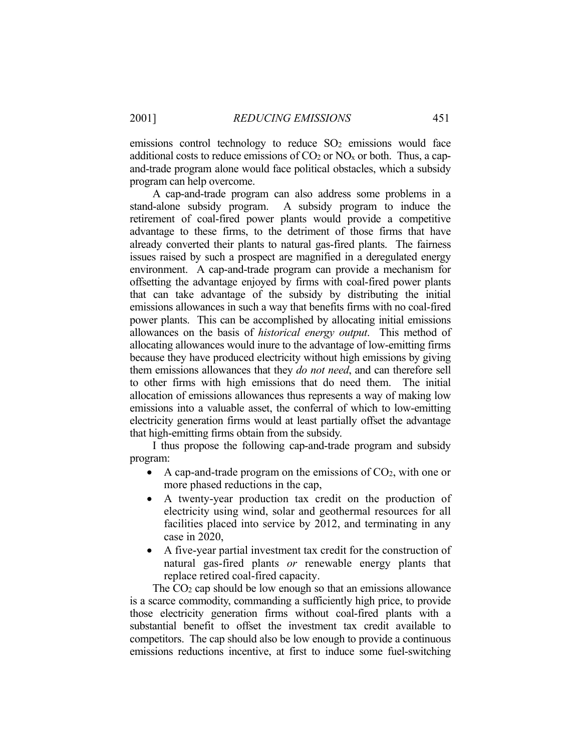emissions control technology to reduce $SO_2$ emissions would face additional costs to reduce emissions of $CO_2$ or $NO_x$ or both. Thus, a cap-and-trade program alone would face political obstacles, which a subsidy program can help overcome.

A cap-and-trade program can also address some problems in a stand-alone subsidy program. A subsidy program to induce the retirement of coal-fired power plants would provide a competitive advantage to these firms, to the detriment of those firms that have already converted their plants to natural gas-fired plants. The fairness issues raised by such a prospect are magnified in a deregulated energy environment. A cap-and-trade program can provide a mechanism for offsetting the advantage enjoyed by firms with coal-fired power plants that can take advantage of the subsidy by distributing the initial emissions allowances in such a way that benefits firms with no coal-fired power plants. This can be accomplished by allocating initial emissions allowances on the basis of *historical energy output*. This method of allocating allowances would inure to the advantage of low-emitting firms because they have produced electricity without high emissions by giving them emissions allowances that they *do not need*, and can therefore sell to other firms with high emissions that do need them. The initial allocation of emissions allowances thus represents a way of making low emissions into a valuable asset, the conferral of which to low-emitting electricity generation firms would at least partially offset the advantage that high-emitting firms obtain from the subsidy.

I thus propose the following cap-and-trade program and subsidy program:

- A cap-and-trade program on the emissions of $CO_2$, with one or more phased reductions in the cap,
- A twenty-year production tax credit on the production of electricity using wind, solar and geothermal resources for all facilities placed into service by 2012, and terminating in any case in 2020,
- A five-year partial investment tax credit for the construction of natural gas-fired plants *or* renewable energy plants that replace retired coal-fired capacity.

The $CO_2$ cap should be low enough so that an emissions allowance is a scarce commodity, commanding a sufficiently high price, to provide those electricity generation firms without coal-fired plants with a substantial benefit to offset the investment tax credit available to competitors. The cap should also be low enough to provide a continuous emissions reductions incentive, at first to induce some fuel-switching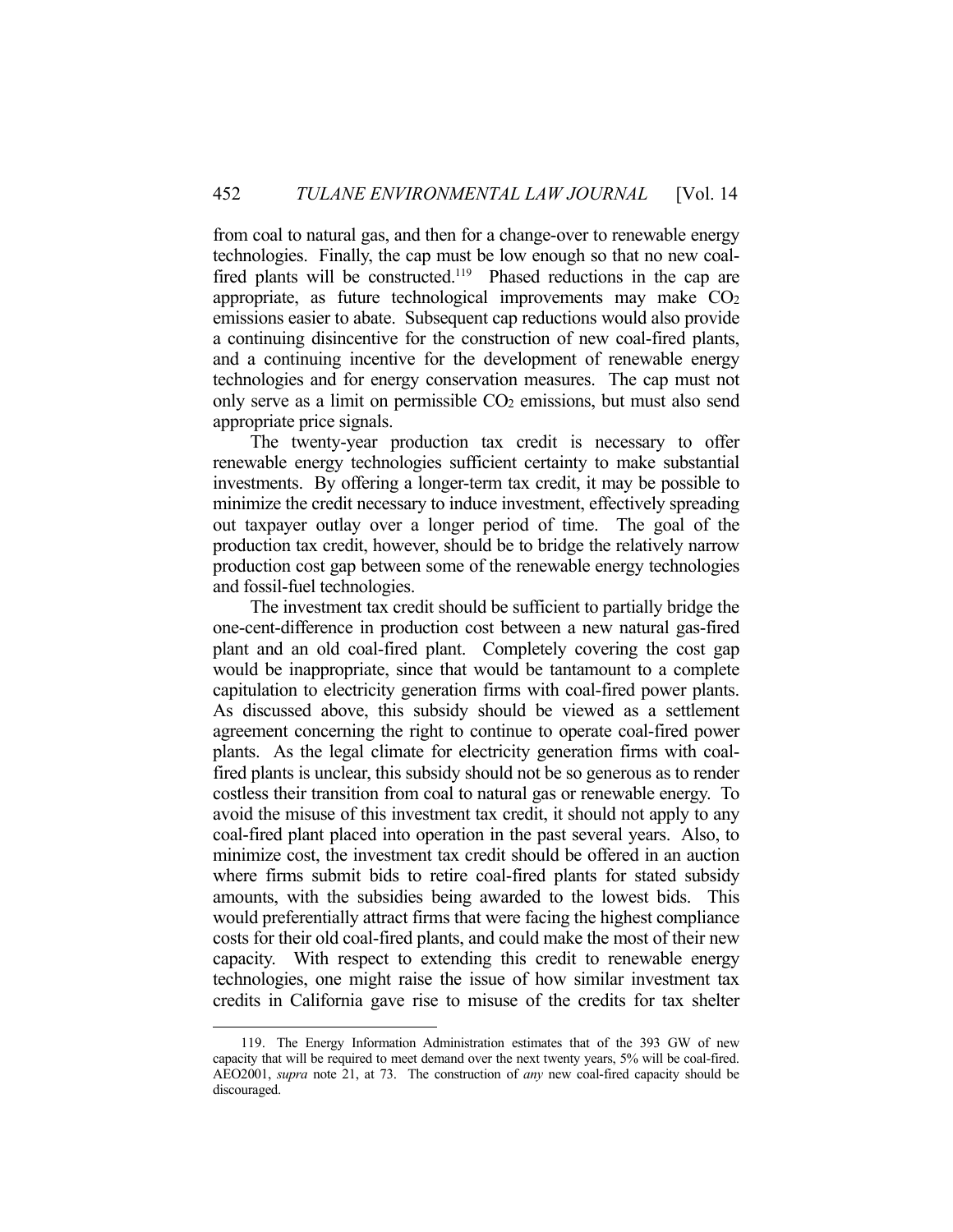from coal to natural gas, and then for a change-over to renewable energy technologies. Finally, the cap must be low enough so that no new coal-fired plants will be constructed.[119] Phased reductions in the cap are appropriate, as future technological improvements may make $CO_2$ emissions easier to abate. Subsequent cap reductions would also provide a continuing disincentive for the construction of new coal-fired plants, and a continuing incentive for the development of renewable energy technologies and for energy conservation measures. The cap must not only serve as a limit on permissible $CO_2$ emissions, but must also send appropriate price signals.

The twenty-year production tax credit is necessary to offer renewable energy technologies sufficient certainty to make substantial investments. By offering a longer-term tax credit, it may be possible to minimize the credit necessary to induce investment, effectively spreading out taxpayer outlay over a longer period of time. The goal of the production tax credit, however, should be to bridge the relatively narrow production cost gap between some of the renewable energy technologies and fossil-fuel technologies.

The investment tax credit should be sufficient to partially bridge the one-cent-difference in production cost between a new natural gas-fired plant and an old coal-fired plant. Completely covering the cost gap would be inappropriate, since that would be tantamount to a complete capitulation to electricity generation firms with coal-fired power plants. As discussed above, this subsidy should be viewed as a settlement agreement concerning the right to continue to operate coal-fired power plants. As the legal climate for electricity generation firms with coal-fired plants is unclear, this subsidy should not be so generous as to render costless their transition from coal to natural gas or renewable energy. To avoid the misuse of this investment tax credit, it should not apply to any coal-fired plant placed into operation in the past several years. Also, to minimize cost, the investment tax credit should be offered in an auction where firms submit bids to retire coal-fired plants for stated subsidy amounts, with the subsidies being awarded to the lowest bids. This would preferentially attract firms that were facing the highest compliance costs for their old coal-fired plants, and could make the most of their new capacity. With respect to extending this credit to renewable energy technologies, one might raise the issue of how similar investment tax credits in California gave rise to misuse of the credits for tax shelter

---

119. The Energy Information Administration estimates that of the 393 GW of new capacity that will be required to meet demand over the next twenty years, 5% will be coal-fired. AEO2001, *supra* note 21, at 73. The construction of *any* new coal-fired capacity should be discouraged.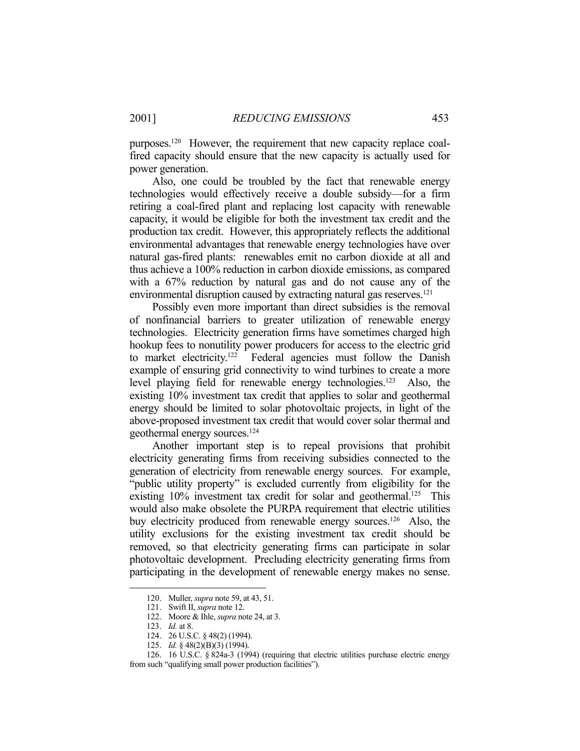purposes.[120] However, the requirement that new capacity replace coal-fired capacity should ensure that the new capacity is actually used for power generation.

Also, one could be troubled by the fact that renewable energy technologies would effectively receive a double subsidy—for a firm retiring a coal-fired plant and replacing lost capacity with renewable capacity, it would be eligible for both the investment tax credit and the production tax credit. However, this appropriately reflects the additional environmental advantages that renewable energy technologies have over natural gas-fired plants: renewables emit no carbon dioxide at all and thus achieve a 100% reduction in carbon dioxide emissions, as compared with a 67% reduction by natural gas and do not cause any of the environmental disruption caused by extracting natural gas reserves.[121]

Possibly even more important than direct subsidies is the removal of nonfinancial barriers to greater utilization of renewable energy technologies. Electricity generation firms have sometimes charged high hookup fees to nonutility power producers for access to the electric grid to market electricity.[122] Federal agencies must follow the Danish example of ensuring grid connectivity to wind turbines to create a more level playing field for renewable energy technologies.[123] Also, the existing 10% investment tax credit that applies to solar and geothermal energy should be limited to solar photovoltaic projects, in light of the above-proposed investment tax credit that would cover solar thermal and geothermal energy sources.[124]

Another important step is to repeal provisions that prohibit electricity generating firms from receiving subsidies connected to the generation of electricity from renewable energy sources. For example, "public utility property" is excluded currently from eligibility for the existing 10% investment tax credit for solar and geothermal.[125] This would also make obsolete the PURPA requirement that electric utilities buy electricity produced from renewable energy sources.[126] Also, the utility exclusions for the existing investment tax credit should be removed, so that electricity generating firms can participate in solar photovoltaic development. Precluding electricity generating firms from participating in the development of renewable energy makes no sense.

---

120. Muller, *supra* note 59, at 43, 51.

121. Swift II, *supra* note 12.

122. Moore & Ihle, *supra* note 24, at 3.

123. *Id.* at 8.

124. 26 U.S.C. § 48(2) (1994).

125. *Id.* § 48(2)(B)(3) (1994).

126. 16 U.S.C. § 824a-3 (1994) (requiring that electric utilities purchase electric energy from such "qualifying small power production facilities").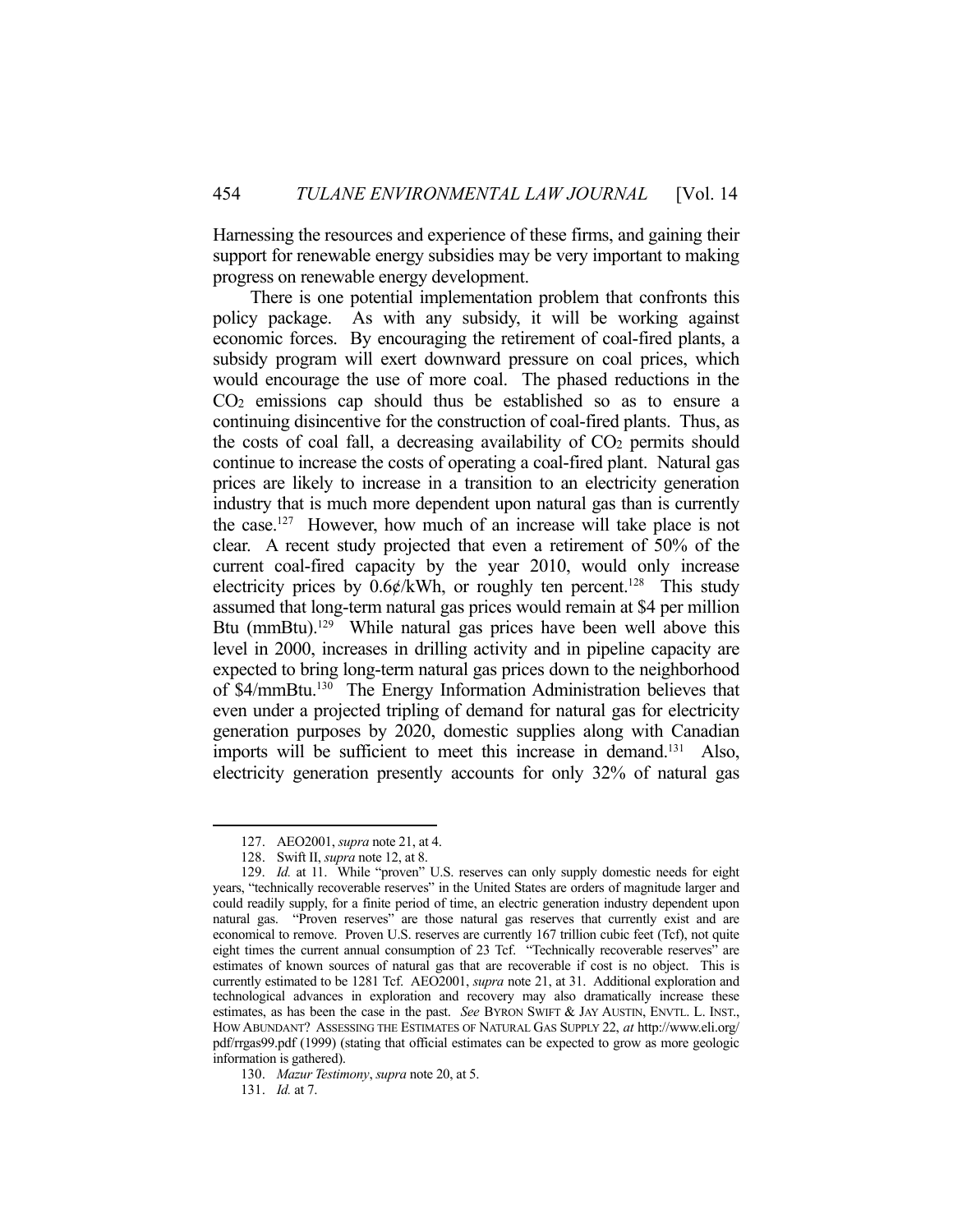Harnessing the resources and experience of these firms, and gaining their support for renewable energy subsidies may be very important to making progress on renewable energy development.

There is one potential implementation problem that confronts this policy package. As with any subsidy, it will be working against economic forces. By encouraging the retirement of coal-fired plants, a subsidy program will exert downward pressure on coal prices, which would encourage the use of more coal. The phased reductions in the $CO_2$ emissions cap should thus be established so as to ensure a continuing disincentive for the construction of coal-fired plants. Thus, as the costs of coal fall, a decreasing availability of $CO_2$ permits should continue to increase the costs of operating a coal-fired plant. Natural gas prices are likely to increase in a transition to an electricity generation industry that is much more dependent upon natural gas than is currently the case.[127] However, how much of an increase will take place is not clear. A recent study projected that even a retirement of 50% of the current coal-fired capacity by the year 2010, would only increase electricity prices by 0.6¢/kWh, or roughly ten percent.[128] This study assumed that long-term natural gas prices would remain at $4 per million Btu (mmBtu).[129] While natural gas prices have been well above this level in 2000, increases in drilling activity and in pipeline capacity are expected to bring long-term natural gas prices down to the neighborhood of $4/mmBtu.[130] The Energy Information Administration believes that even under a projected tripling of demand for natural gas for electricity generation purposes by 2020, domestic supplies along with Canadian imports will be sufficient to meet this increase in demand.[131] Also, electricity generation presently accounts for only 32% of natural gas

---

127. AEO2001, *supra* note 21, at 4.

128. Swift II, *supra* note 12, at 8.

129. *Id.* at 11. While "proven" U.S. reserves can only supply domestic needs for eight years, "technically recoverable reserves" in the United States are orders of magnitude larger and could readily supply, for a finite period of time, an electric generation industry dependent upon natural gas. "Proven reserves" are those natural gas reserves that currently exist and are economical to remove. Proven U.S. reserves are currently 167 trillion cubic feet (Tcf), not quite eight times the current annual consumption of 23 Tcf. "Technically recoverable reserves" are estimates of known sources of natural gas that are recoverable if cost is no object. This is currently estimated to be 1281 Tcf. AEO2001, *supra* note 21, at 31. Additional exploration and technological advances in exploration and recovery may also dramatically increase these estimates, as has been the case in the past. *See* BYRON SWIFT & JAY AUSTIN, ENVTL. L. INST., HOW ABUNDANT? ASSESSING THE ESTIMATES OF NATURAL GAS SUPPLY 22, *at* http://www.eli.org/pdf/rrgas99.pdf (1999) (stating that official estimates can be expected to grow as more geologic information is gathered).

130. *Mazur Testimony*, *supra* note 20, at 5.

131. *Id.* at 7.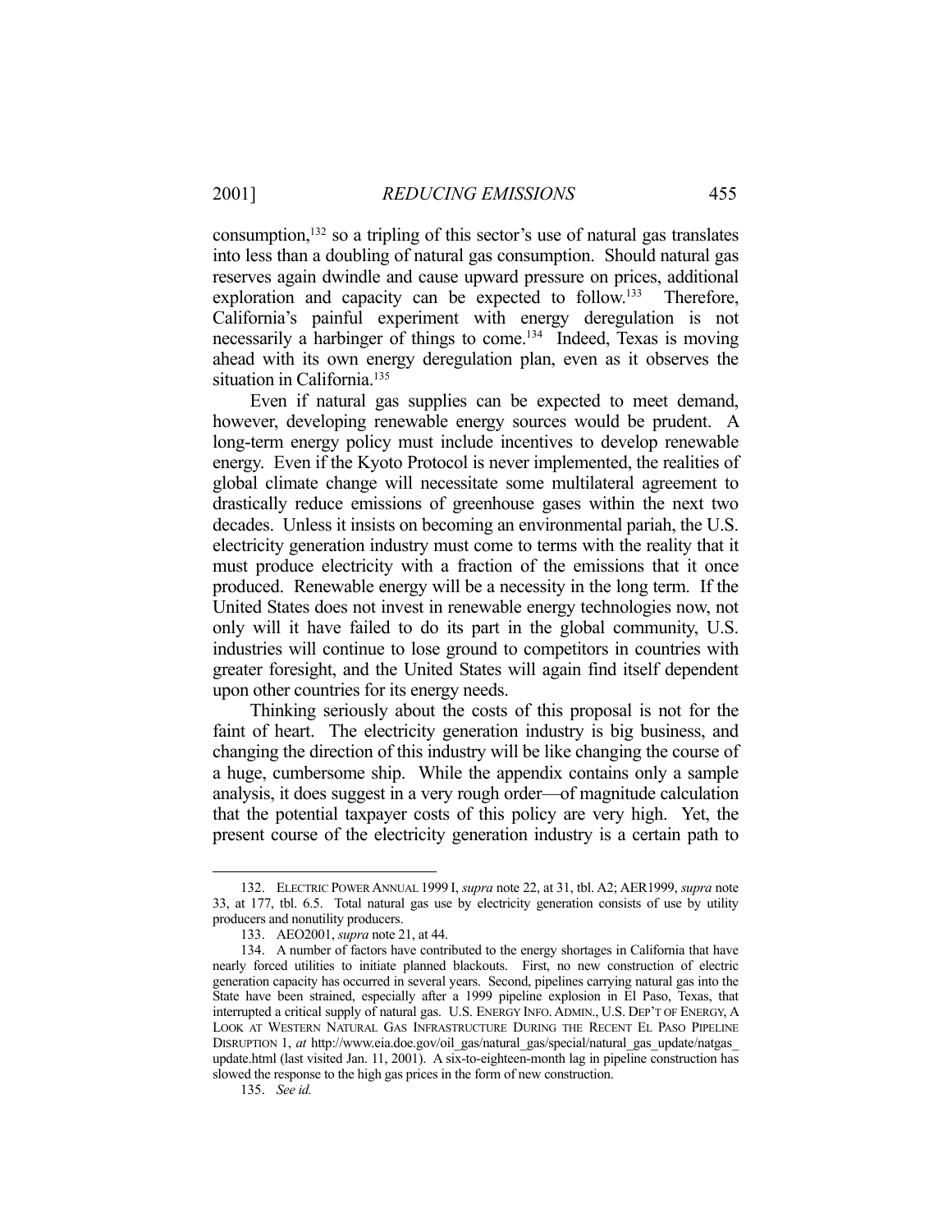consumption,[132] so a tripling of this sector's use of natural gas translates into less than a doubling of natural gas consumption. Should natural gas reserves again dwindle and cause upward pressure on prices, additional exploration and capacity can be expected to follow.[133] Therefore, California's painful experiment with energy deregulation is not necessarily a harbinger of things to come.[134] Indeed, Texas is moving ahead with its own energy deregulation plan, even as it observes the situation in California.[135]

Even if natural gas supplies can be expected to meet demand, however, developing renewable energy sources would be prudent. A long-term energy policy must include incentives to develop renewable energy. Even if the Kyoto Protocol is never implemented, the realities of global climate change will necessitate some multilateral agreement to drastically reduce emissions of greenhouse gases within the next two decades. Unless it insists on becoming an environmental pariah, the U.S. electricity generation industry must come to terms with the reality that it must produce electricity with a fraction of the emissions that it once produced. Renewable energy will be a necessity in the long term. If the United States does not invest in renewable energy technologies now, not only will it have failed to do its part in the global community, U.S. industries will continue to lose ground to competitors in countries with greater foresight, and the United States will again find itself dependent upon other countries for its energy needs.

Thinking seriously about the costs of this proposal is not for the faint of heart. The electricity generation industry is big business, and changing the direction of this industry will be like changing the course of a huge, cumbersome ship. While the appendix contains only a sample analysis, it does suggest in a very rough order—of magnitude calculation that the potential taxpayer costs of this policy are very high. Yet, the present course of the electricity generation industry is a certain path to

---

132. ELECTRIC POWER ANNUAL 1999 I, *supra* note 22, at 31, tbl. A2; AER1999, *supra* note 33, at 177, tbl. 6.5. Total natural gas use by electricity generation consists of use by utility producers and nonutility producers.

133. AEO2001, *supra* note 21, at 44.

134. A number of factors have contributed to the energy shortages in California that have nearly forced utilities to initiate planned blackouts. First, no new construction of electric generation capacity has occurred in several years. Second, pipelines carrying natural gas into the State have been strained, especially after a 1999 pipeline explosion in El Paso, Texas, that interrupted a critical supply of natural gas. U.S. ENERGY INFO. ADMIN., U.S. DEP'T OF ENERGY, A LOOK AT WESTERN NATURAL GAS INFRASTRUCTURE DURING THE RECENT EL PASO PIPELINE DISRUPTION 1, *at* http://www.eia.doe.gov/oil_gas/natural_gas/special/natural_gas_update/natgas_update.html (last visited Jan. 11, 2001). A six-to-eighteen-month lag in pipeline construction has slowed the response to the high gas prices in the form of new construction.

135. *See id.*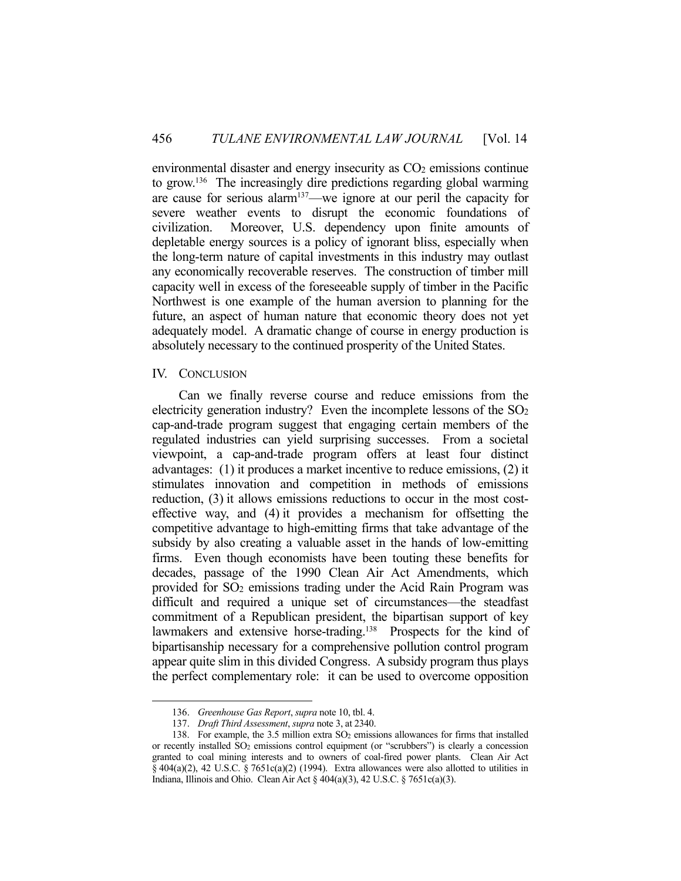environmental disaster and energy insecurity as $CO_2$ emissions continue to grow.[136] The increasingly dire predictions regarding global warming are cause for serious alarm[137]—we ignore at our peril the capacity for severe weather events to disrupt the economic foundations of civilization. Moreover, U.S. dependency upon finite amounts of depletable energy sources is a policy of ignorant bliss, especially when the long-term nature of capital investments in this industry may outlast any economically recoverable reserves. The construction of timber mill capacity well in excess of the foreseeable supply of timber in the Pacific Northwest is one example of the human aversion to planning for the future, an aspect of human nature that economic theory does not yet adequately model. A dramatic change of course in energy production is absolutely necessary to the continued prosperity of the United States.

## IV. CONCLUSION

Can we finally reverse course and reduce emissions from the electricity generation industry? Even the incomplete lessons of the $SO_2$ cap-and-trade program suggest that engaging certain members of the regulated industries can yield surprising successes. From a societal viewpoint, a cap-and-trade program offers at least four distinct advantages: (1) it produces a market incentive to reduce emissions, (2) it stimulates innovation and competition in methods of emissions reduction, (3) it allows emissions reductions to occur in the most cost-effective way, and (4) it provides a mechanism for offsetting the competitive advantage to high-emitting firms that take advantage of the subsidy by also creating a valuable asset in the hands of low-emitting firms. Even though economists have been touting these benefits for decades, passage of the 1990 Clean Air Act Amendments, which provided for $SO_2$ emissions trading under the Acid Rain Program was difficult and required a unique set of circumstances—the steadfast commitment of a Republican president, the bipartisan support of key lawmakers and extensive horse-trading.[138] Prospects for the kind of bipartisanship necessary for a comprehensive pollution control program appear quite slim in this divided Congress. A subsidy program thus plays the perfect complementary role: it can be used to overcome opposition

---

136. *Greenhouse Gas Report*, *supra* note 10, tbl. 4.

137. *Draft Third Assessment*, *supra* note 3, at 2340.

138. For example, the 3.5 million extra $SO_2$ emissions allowances for firms that installed or recently installed $SO_2$ emissions control equipment (or "scrubbers") is clearly a concession granted to coal mining interests and to owners of coal-fired power plants. Clean Air Act § 404(a)(2), 42 U.S.C. § 7651c(a)(2) (1994). Extra allowances were also allotted to utilities in Indiana, Illinois and Ohio. Clean Air Act § 404(a)(3), 42 U.S.C. § 7651c(a)(3).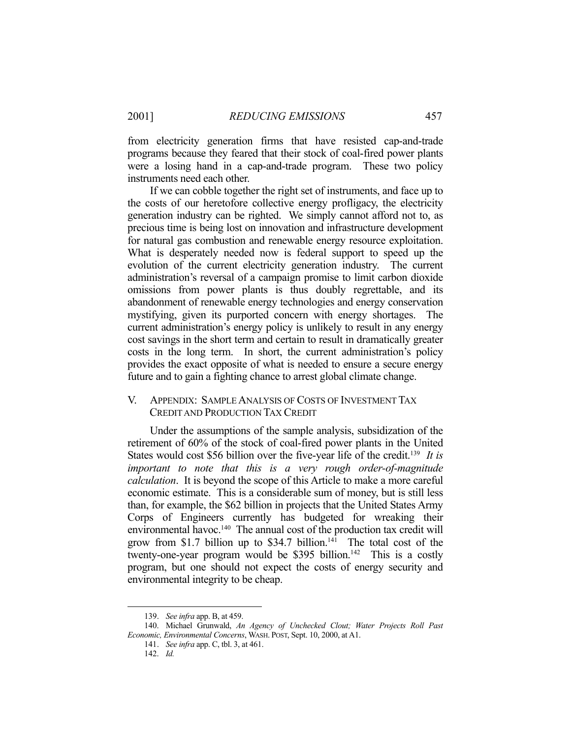from electricity generation firms that have resisted cap-and-trade programs because they feared that their stock of coal-fired power plants were a losing hand in a cap-and-trade program. These two policy instruments need each other.

If we can cobble together the right set of instruments, and face up to the costs of our heretofore collective energy profligacy, the electricity generation industry can be righted. We simply cannot afford not to, as precious time is being lost on innovation and infrastructure development for natural gas combustion and renewable energy resource exploitation. What is desperately needed now is federal support to speed up the evolution of the current electricity generation industry. The current administration's reversal of a campaign promise to limit carbon dioxide omissions from power plants is thus doubly regrettable, and its abandonment of renewable energy technologies and energy conservation mystifying, given its purported concern with energy shortages. The current administration's energy policy is unlikely to result in any energy cost savings in the short term and certain to result in dramatically greater costs in the long term. In short, the current administration's policy provides the exact opposite of what is needed to ensure a secure energy future and to gain a fighting chance to arrest global climate change.

## V. APPENDIX: SAMPLE ANALYSIS OF COSTS OF INVESTMENT TAX CREDIT AND PRODUCTION TAX CREDIT

Under the assumptions of the sample analysis, subsidization of the retirement of 60% of the stock of coal-fired power plants in the United States would cost $56 billion over the five-year life of the credit.[139] *It is important to note that this is a very rough order-of-magnitude calculation*. It is beyond the scope of this Article to make a more careful economic estimate. This is a considerable sum of money, but is still less than, for example, the $62 billion in projects that the United States Army Corps of Engineers currently has budgeted for wreaking their environmental havoc.[140] The annual cost of the production tax credit will grow from $1.7 billion up to $34.7 billion.[141] The total cost of the twenty-one-year program would be $395 billion.[142] This is a costly program, but one should not expect the costs of energy security and environmental integrity to be cheap.

---

139. *See infra* app. B, at 459.

140. Michael Grunwald, *An Agency of Unchecked Clout; Water Projects Roll Past Economic, Environmental Concerns*, WASH. POST, Sept. 10, 2000, at A1.

141. *See infra* app. C, tbl. 3, at 461.

142. *Id.*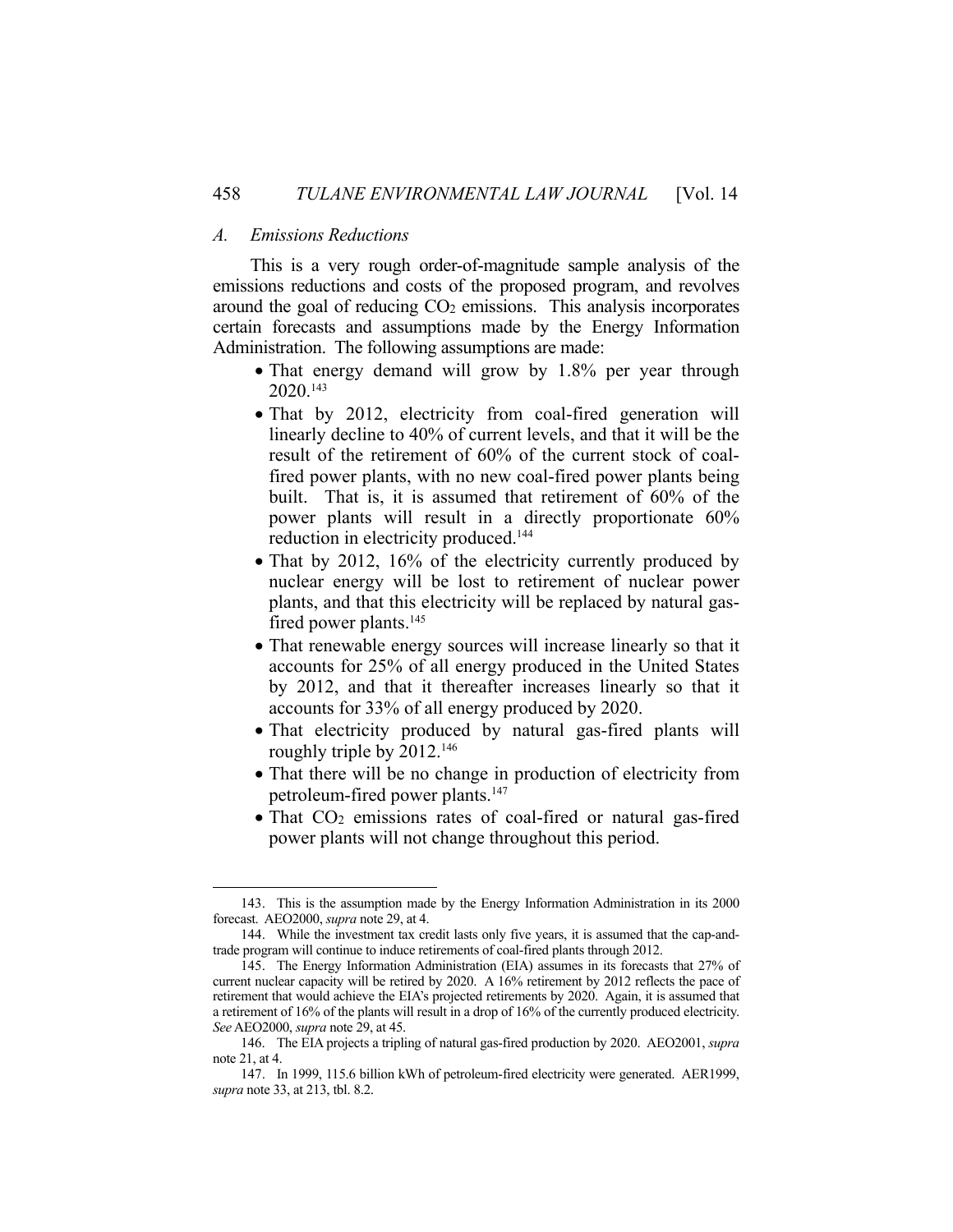### A. *Emissions Reductions*

This is a very rough order-of-magnitude sample analysis of the emissions reductions and costs of the proposed program, and revolves around the goal of reducing $CO_2$ emissions. This analysis incorporates certain forecasts and assumptions made by the Energy Information Administration. The following assumptions are made:

- That energy demand will grow by 1.8% per year through 2020.[143]
- That by 2012, electricity from coal-fired generation will linearly decline to 40% of current levels, and that it will be the result of the retirement of 60% of the current stock of coal-fired power plants, with no new coal-fired power plants being built. That is, it is assumed that retirement of 60% of the power plants will result in a directly proportionate 60% reduction in electricity produced.[144]
- That by 2012, 16% of the electricity currently produced by nuclear energy will be lost to retirement of nuclear power plants, and that this electricity will be replaced by natural gas-fired power plants.[145]
- That renewable energy sources will increase linearly so that it accounts for 25% of all energy produced in the United States by 2012, and that it thereafter increases linearly so that it accounts for 33% of all energy produced by 2020.
- That electricity produced by natural gas-fired plants will roughly triple by 2012.[146]
- That there will be no change in production of electricity from petroleum-fired power plants.[147]
- That $CO_2$ emissions rates of coal-fired or natural gas-fired power plants will not change throughout this period.

---

143. This is the assumption made by the Energy Information Administration in its 2000 forecast. AEO2000, *supra* note 29, at 4.

144. While the investment tax credit lasts only five years, it is assumed that the cap-and-trade program will continue to induce retirements of coal-fired plants through 2012.

145. The Energy Information Administration (EIA) assumes in its forecasts that 27% of current nuclear capacity will be retired by 2020. A 16% retirement by 2012 reflects the pace of retirement that would achieve the EIA's projected retirements by 2020. Again, it is assumed that a retirement of 16% of the plants will result in a drop of 16% of the currently produced electricity. *See* AEO2000, *supra* note 29, at 45.

146. The EIA projects a tripling of natural gas-fired production by 2020. AEO2001, *supra* note 21, at 4.

147. In 1999, 115.6 billion kWh of petroleum-fired electricity were generated. AER1999, *supra* note 33, at 213, tbl. 8.2.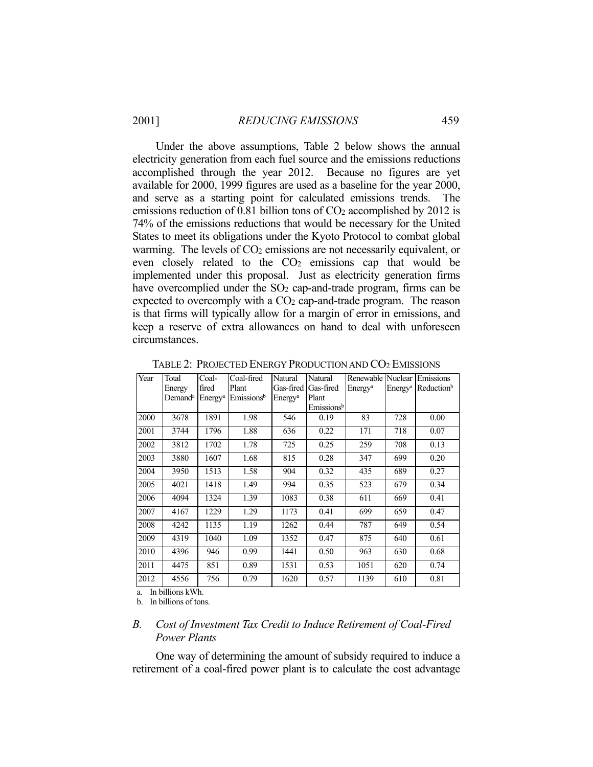Under the above assumptions, Table 2 below shows the annual electricity generation from each fuel source and the emissions reductions accomplished through the year 2012. Because no figures are yet available for 2000, 1999 figures are used as a baseline for the year 2000, and serve as a starting point for calculated emissions trends. The emissions reduction of 0.81 billion tons of $CO_2$ accomplished by 2012 is 74% of the emissions reductions that would be necessary for the United States to meet its obligations under the Kyoto Protocol to combat global warming. The levels of $CO_2$ emissions are not necessarily equivalent, or even closely related to the $CO_2$ emissions cap that would be implemented under this proposal. Just as electricity generation firms have overcomplied under the $SO_2$ cap-and-trade program, firms can be expected to overcomply with a $CO_2$ cap-and-trade program. The reason is that firms will typically allow for a margin of error in emissions, and keep a reserve of extra allowances on hand to deal with unforeseen circumstances.

TABLE 2: PROJECTED ENERGY PRODUCTION AND $CO_2$ EMISSIONS

| Year | Total Energy Demand[a] | Coal-fired Energy[a] | Coal-fired Plant Emissions[b] | Natural Gas-fired Energy[a] | Natural Gas-fired Plant Emissions[b] | Renewable Energy[a] | Nuclear Energy[a] | Emissions Reduction[b] |
|---|---|---|---|---|---|---|---|---|
| 2000 | 3678 | 1891 | 1.98 | 546 | 0.19 | 83 | 728 | 0.00 |
| 2001 | 3744 | 1796 | 1.88 | 636 | 0.22 | 171 | 718 | 0.07 |
| 2002 | 3812 | 1702 | 1.78 | 725 | 0.25 | 259 | 708 | 0.13 |
| 2003 | 3880 | 1607 | 1.68 | 815 | 0.28 | 347 | 699 | 0.20 |
| 2004 | 3950 | 1513 | 1.58 | 904 | 0.32 | 435 | 689 | 0.27 |
| 2005 | 4021 | 1418 | 1.49 | 994 | 0.35 | 523 | 679 | 0.34 |
| 2006 | 4094 | 1324 | 1.39 | 1083 | 0.38 | 611 | 669 | 0.41 |
| 2007 | 4167 | 1229 | 1.29 | 1173 | 0.41 | 699 | 659 | 0.47 |
| 2008 | 4242 | 1135 | 1.19 | 1262 | 0.44 | 787 | 649 | 0.54 |
| 2009 | 4319 | 1040 | 1.09 | 1352 | 0.47 | 875 | 640 | 0.61 |
| 2010 | 4396 | 946 | 0.99 | 1441 | 0.50 | 963 | 630 | 0.68 |
| 2011 | 4475 | 851 | 0.89 | 1531 | 0.53 | 1051 | 620 | 0.74 |
| 2012 | 4556 | 756 | 0.79 | 1620 | 0.57 | 1139 | 610 | 0.81 |

a. In billions kWh.

b. In billions of tons.

### *B. Cost of Investment Tax Credit to Induce Retirement of Coal-Fired Power Plants*

One way of determining the amount of subsidy required to induce a retirement of a coal-fired power plant is to calculate the cost advantage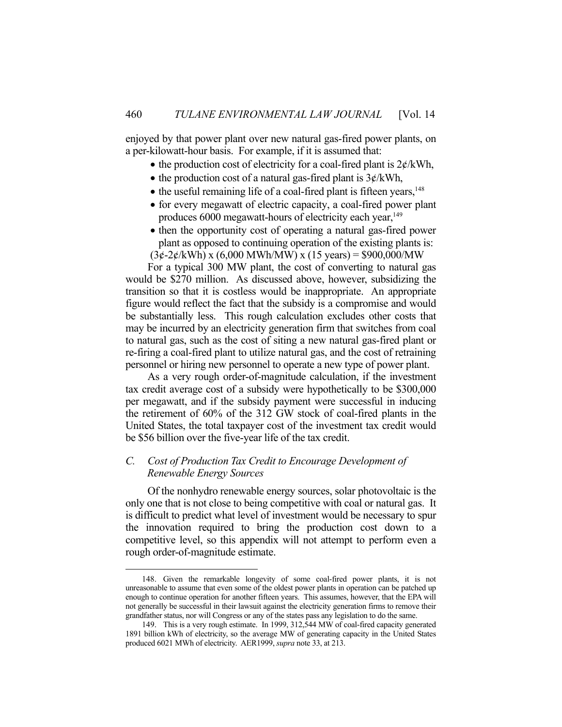enjoyed by that power plant over new natural gas-fired power plants, on a per-kilowatt-hour basis. For example, if it is assumed that:

- the production cost of electricity for a coal-fired plant is 2¢/kWh,
- the production cost of a natural gas-fired plant is 3¢/kWh,
- the useful remaining life of a coal-fired plant is fifteen years,[148]
- for every megawatt of electric capacity, a coal-fired power plant produces 6000 megawatt-hours of electricity each year,[149]
- then the opportunity cost of operating a natural gas-fired power plant as opposed to continuing operation of the existing plants is:
  (3¢-2¢/kWh) x (6,000 MWh/MW) x (15 years) = $900,000/MW

For a typical 300 MW plant, the cost of converting to natural gas would be $270 million. As discussed above, however, subsidizing the transition so that it is costless would be inappropriate. An appropriate figure would reflect the fact that the subsidy is a compromise and would be substantially less. This rough calculation excludes other costs that may be incurred by an electricity generation firm that switches from coal to natural gas, such as the cost of siting a new natural gas-fired plant or re-firing a coal-fired plant to utilize natural gas, and the cost of retraining personnel or hiring new personnel to operate a new type of power plant.

As a very rough order-of-magnitude calculation, if the investment tax credit average cost of a subsidy were hypothetically to be $300,000 per megawatt, and if the subsidy payment were successful in inducing the retirement of 60% of the 312 GW stock of coal-fired plants in the United States, the total taxpayer cost of the investment tax credit would be $56 billion over the five-year life of the tax credit.

### *C. Cost of Production Tax Credit to Encourage Development of Renewable Energy Sources*

Of the nonhydro renewable energy sources, solar photovoltaic is the only one that is not close to being competitive with coal or natural gas. It is difficult to predict what level of investment would be necessary to spur the innovation required to bring the production cost down to a competitive level, so this appendix will not attempt to perform even a rough order-of-magnitude estimate.

---

148. Given the remarkable longevity of some coal-fired power plants, it is not unreasonable to assume that even some of the oldest power plants in operation can be patched up enough to continue operation for another fifteen years. This assumes, however, that the EPA will not generally be successful in their lawsuit against the electricity generation firms to remove their grandfather status, nor will Congress or any of the states pass any legislation to do the same.

149. This is a very rough estimate. In 1999, 312,544 MW of coal-fired capacity generated 1891 billion kWh of electricity, so the average MW of generating capacity in the United States produced 6021 MWh of electricity. AER1999, *supra* note 33, at 213.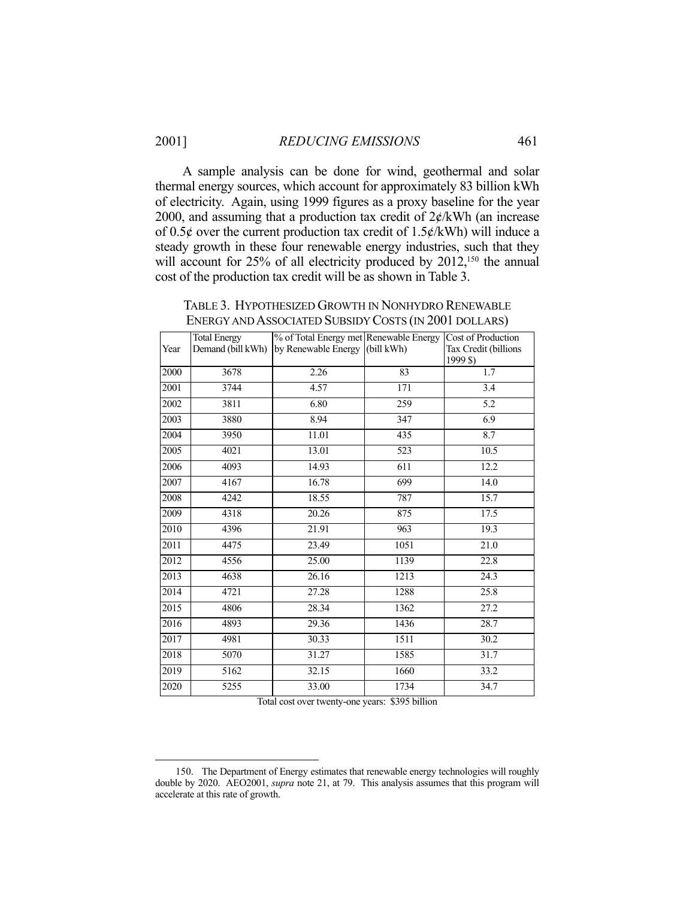A sample analysis can be done for wind, geothermal and solar thermal energy sources, which account for approximately 83 billion kWh of electricity. Again, using 1999 figures as a proxy baseline for the year 2000, and assuming that a production tax credit of 2¢/kWh (an increase of 0.5¢ over the current production tax credit of 1.5¢/kWh) will induce a steady growth in these four renewable energy industries, such that they will account for 25% of all electricity produced by 2012,[150] the annual cost of the production tax credit will be as shown in Table 3.

TABLE 3. HYPOTHESIZED GROWTH IN NONHYDRO RENEWABLE ENERGY AND ASSOCIATED SUBSIDY COSTS (IN 2001 DOLLARS)

| Year | Total Energy Demand (bill kWh) | % of Total Energy met by Renewable Energy | Renewable Energy (bill kWh) | Cost of Production Tax Credit (billions 1999 $) |
|---|---|---|---|---|
| 2000 | 3678 | 2.26 | 83 | 1.7 |
| 2001 | 3744 | 4.57 | 171 | 3.4 |
| 2002 | 3811 | 6.80 | 259 | 5.2 |
| 2003 | 3880 | 8.94 | 347 | 6.9 |
| 2004 | 3950 | 11.01 | 435 | 8.7 |
| 2005 | 4021 | 13.01 | 523 | 10.5 |
| 2006 | 4093 | 14.93 | 611 | 12.2 |
| 2007 | 4167 | 16.78 | 699 | 14.0 |
| 2008 | 4242 | 18.55 | 787 | 15.7 |
| 2009 | 4318 | 20.26 | 875 | 17.5 |
| 2010 | 4396 | 21.91 | 963 | 19.3 |
| 2011 | 4475 | 23.49 | 1051 | 21.0 |
| 2012 | 4556 | 25.00 | 1139 | 22.8 |
| 2013 | 4638 | 26.16 | 1213 | 24.3 |
| 2014 | 4721 | 27.28 | 1288 | 25.8 |
| 2015 | 4806 | 28.34 | 1362 | 27.2 |
| 2016 | 4893 | 29.36 | 1436 | 28.7 |
| 2017 | 4981 | 30.33 | 1511 | 30.2 |
| 2018 | 5070 | 31.27 | 1585 | 31.7 |
| 2019 | 5162 | 32.15 | 1660 | 33.2 |
| 2020 | 5255 | 33.00 | 1734 | 34.7 |

Total cost over twenty-one years: $395 billion

---

150. The Department of Energy estimates that renewable energy technologies will roughly double by 2020. AEO2001, *supra* note 21, at 79. This analysis assumes that this program will accelerate at this rate of growth.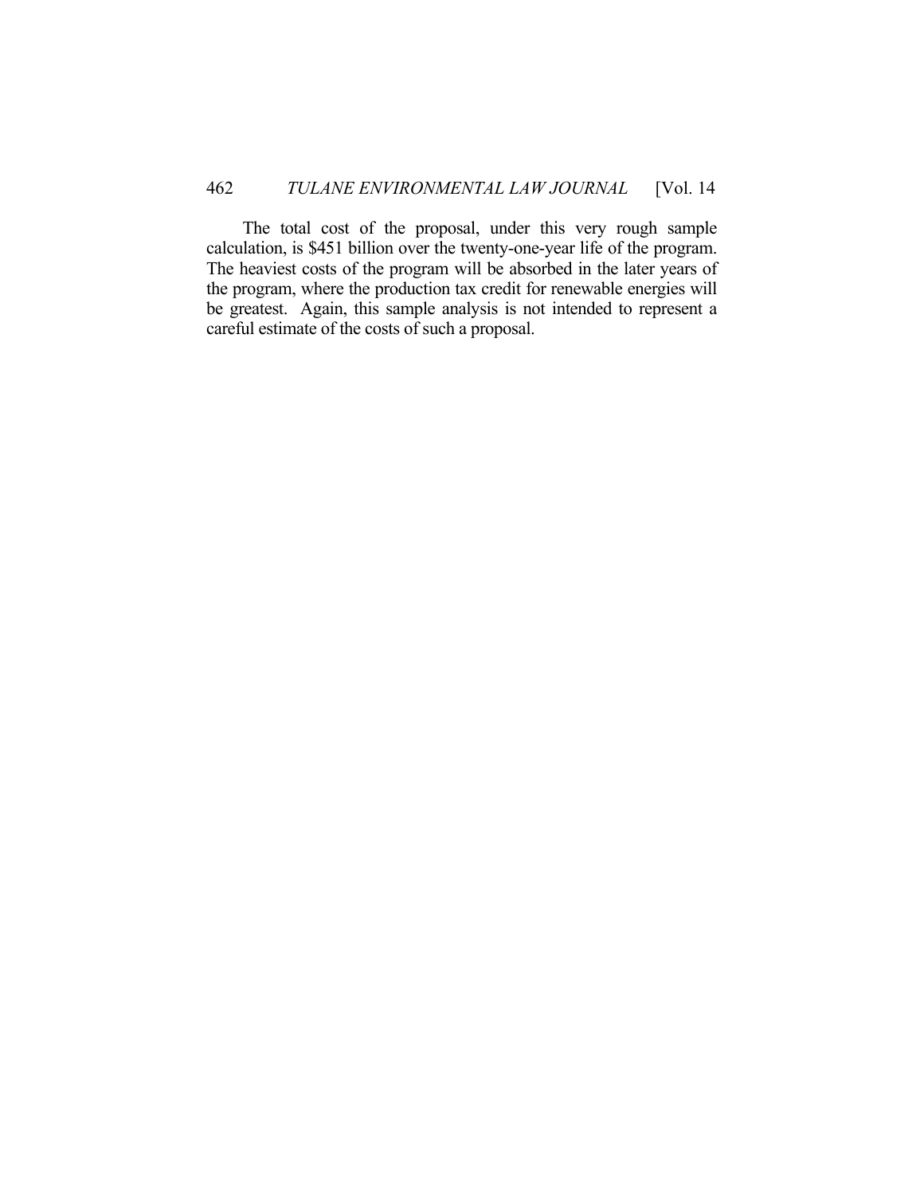The total cost of the proposal, under this very rough sample calculation, is $451 billion over the twenty-one-year life of the program. The heaviest costs of the program will be absorbed in the later years of the program, where the production tax credit for renewable energies will be greatest. Again, this sample analysis is not intended to represent a careful estimate of the costs of such a proposal.